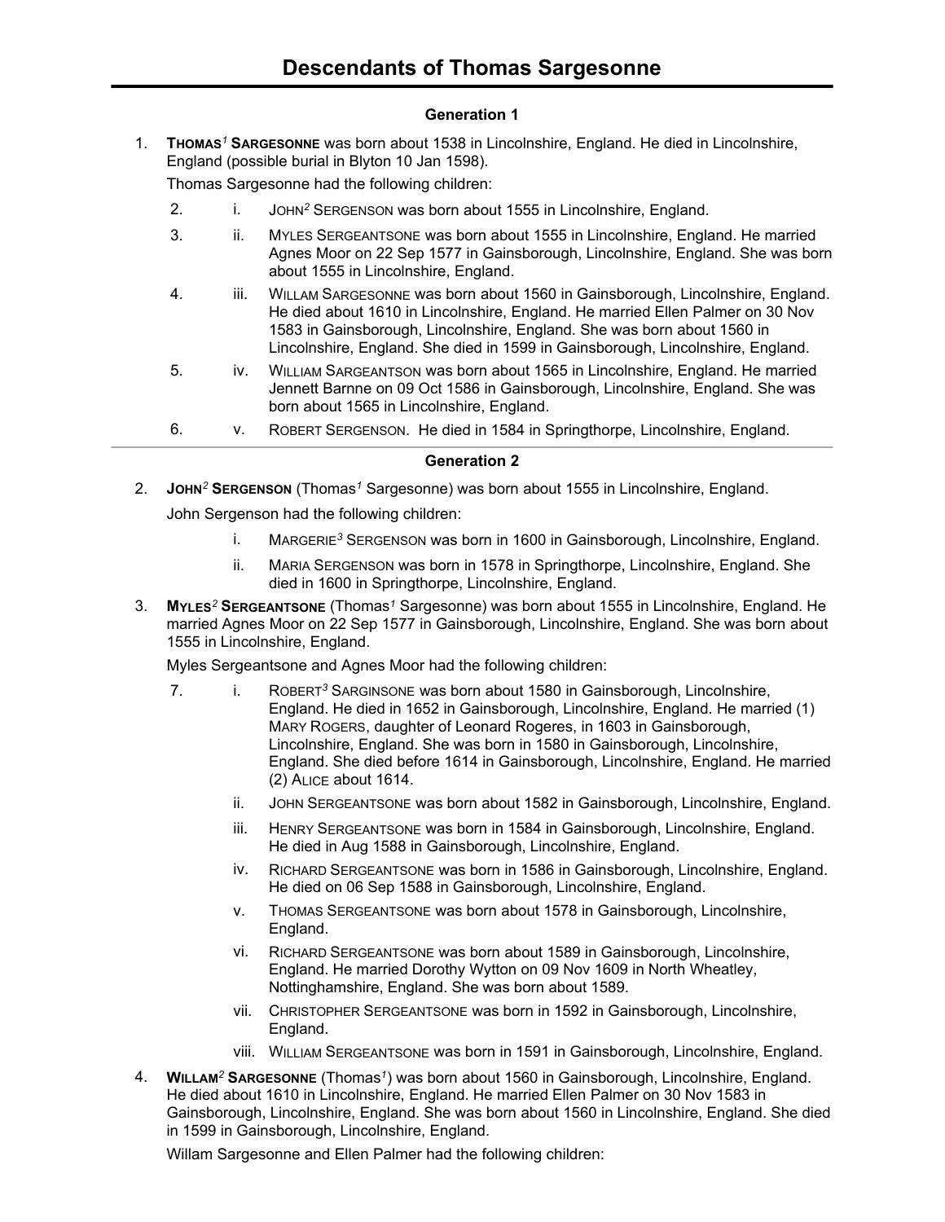# Descendants of Thomas Sargesonne

## Generation 1

1. **THOMAS[1] SARGESONNE** was born about 1538 in Lincolnshire, England. He died in Lincolnshire, England (possible burial in Blyton 10 Jan 1598).

   Thomas Sargesonne had the following children:

   2. i. JOHN[2] SERGENSON was born about 1555 in Lincolnshire, England.
   3. ii. MYLES SERGEANTSONE was born about 1555 in Lincolnshire, England. He married Agnes Moor on 22 Sep 1577 in Gainsborough, Lincolnshire, England. She was born about 1555 in Lincolnshire, England.
   4. iii. WILLAM SARGESONNE was born about 1560 in Gainsborough, Lincolnshire, England. He died about 1610 in Lincolnshire, England. He married Ellen Palmer on 30 Nov 1583 in Gainsborough, Lincolnshire, England. She was born about 1560 in Lincolnshire, England. She died in 1599 in Gainsborough, Lincolnshire, England.
   5. iv. WILLIAM SARGEANTSON was born about 1565 in Lincolnshire, England. He married Jennett Barnne on 09 Oct 1586 in Gainsborough, Lincolnshire, England. She was born about 1565 in Lincolnshire, England.
   6. v. ROBERT SERGENSON. He died in 1584 in Springthorpe, Lincolnshire, England.

## Generation 2

2. **JOHN[2] SERGENSON** (Thomas[1] Sargesonne) was born about 1555 in Lincolnshire, England.

   John Sergenson had the following children:

   i. MARGERIE[3] SERGENSON was born in 1600 in Gainsborough, Lincolnshire, England.

   ii. MARIA SERGENSON was born in 1578 in Springthorpe, Lincolnshire, England. She died in 1600 in Springthorpe, Lincolnshire, England.

3. **MYLES[2] SERGEANTSONE** (Thomas[1] Sargesonne) was born about 1555 in Lincolnshire, England. He married Agnes Moor on 22 Sep 1577 in Gainsborough, Lincolnshire, England. She was born about 1555 in Lincolnshire, England.

   Myles Sergeantsone and Agnes Moor had the following children:

   7. i. ROBERT[3] SARGINSONE was born about 1580 in Gainsborough, Lincolnshire, England. He died in 1652 in Gainsborough, Lincolnshire, England. He married (1) MARY ROGERS, daughter of Leonard Rogeres, in 1603 in Gainsborough, Lincolnshire, England. She was born in 1580 in Gainsborough, Lincolnshire, England. She died before 1614 in Gainsborough, Lincolnshire, England. He married (2) ALICE about 1614.

   ii. JOHN SERGEANTSONE was born about 1582 in Gainsborough, Lincolnshire, England.

   iii. HENRY SERGEANTSONE was born in 1584 in Gainsborough, Lincolnshire, England. He died in Aug 1588 in Gainsborough, Lincolnshire, England.

   iv. RICHARD SERGEANTSONE was born in 1586 in Gainsborough, Lincolnshire, England. He died on 06 Sep 1588 in Gainsborough, Lincolnshire, England.

   v. THOMAS SERGEANTSONE was born about 1578 in Gainsborough, Lincolnshire, England.

   vi. RICHARD SERGEANTSONE was born about 1589 in Gainsborough, Lincolnshire, England. He married Dorothy Wytton on 09 Nov 1609 in North Wheatley, Nottinghamshire, England. She was born about 1589.

   vii. CHRISTOPHER SERGEANTSONE was born in 1592 in Gainsborough, Lincolnshire, England.

   viii. WILLIAM SERGEANTSONE was born in 1591 in Gainsborough, Lincolnshire, England.

4. **WILLAM[2] SARGESONNE** (Thomas[1]) was born about 1560 in Gainsborough, Lincolnshire, England. He died about 1610 in Lincolnshire, England. He married Ellen Palmer on 30 Nov 1583 in Gainsborough, Lincolnshire, England. She was born about 1560 in Lincolnshire, England. She died in 1599 in Gainsborough, Lincolnshire, England.

   Willam Sargesonne and Ellen Palmer had the following children: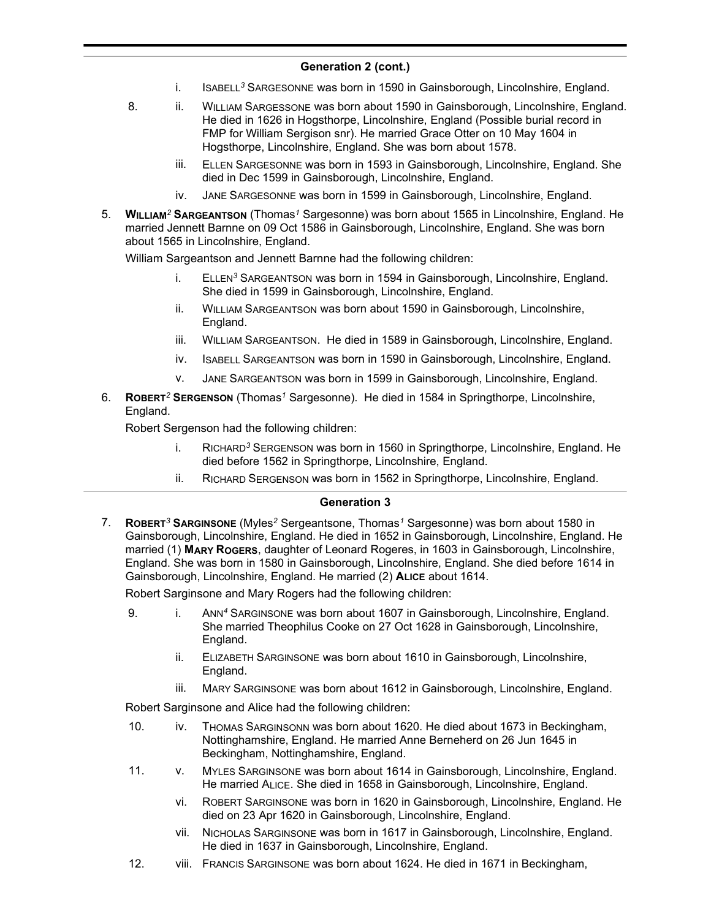## Generation 2 (cont.)

- i. ISABELL[3] SARGESONNE was born in 1590 in Gainsborough, Lincolnshire, England.
- 8. ii. WILLIAM SARGESSONE was born about 1590 in Gainsborough, Lincolnshire, England. He died in 1626 in Hogsthorpe, Lincolnshire, England (Possible burial record in FMP for William Sergison snr). He married Grace Otter on 10 May 1604 in Hogsthorpe, Lincolnshire, England. She was born about 1578.
- iii. ELLEN SARGESONNE was born in 1593 in Gainsborough, Lincolnshire, England. She died in Dec 1599 in Gainsborough, Lincolnshire, England.
- iv. JANE SARGESONNE was born in 1599 in Gainsborough, Lincolnshire, England.

5. **WILLIAM[2] SARGEANTSON** (Thomas[1] Sargesonne) was born about 1565 in Lincolnshire, England. He married Jennett Barnne on 09 Oct 1586 in Gainsborough, Lincolnshire, England. She was born about 1565 in Lincolnshire, England.

   William Sargeantson and Jennett Barnne had the following children:

   - i. ELLEN[3] SARGEANTSON was born in 1594 in Gainsborough, Lincolnshire, England. She died in 1599 in Gainsborough, Lincolnshire, England.
   - ii. WILLIAM SARGEANTSON was born about 1590 in Gainsborough, Lincolnshire, England.
   - iii. WILLIAM SARGEANTSON. He died in 1589 in Gainsborough, Lincolnshire, England.
   - iv. ISABELL SARGEANTSON was born in 1590 in Gainsborough, Lincolnshire, England.
   - v. JANE SARGEANTSON was born in 1599 in Gainsborough, Lincolnshire, England.

6. **ROBERT[2] SERGENSON** (Thomas[1] Sargesonne). He died in 1584 in Springthorpe, Lincolnshire, England.

   Robert Sergenson had the following children:

   - i. RICHARD[3] SERGENSON was born in 1560 in Springthorpe, Lincolnshire, England. He died before 1562 in Springthorpe, Lincolnshire, England.
   - ii. RICHARD SERGENSON was born in 1562 in Springthorpe, Lincolnshire, England.

## Generation 3

7. **ROBERT[3] SARGINSONE** (Myles[2] Sergeantsone, Thomas[1] Sargesonne) was born about 1580 in Gainsborough, Lincolnshire, England. He died in 1652 in Gainsborough, Lincolnshire, England. He married (1) **MARY ROGERS**, daughter of Leonard Rogeres, in 1603 in Gainsborough, Lincolnshire, England. She was born in 1580 in Gainsborough, Lincolnshire, England. She died before 1614 in Gainsborough, Lincolnshire, England. He married (2) **ALICE** about 1614.

   Robert Sarginsone and Mary Rogers had the following children:

   - 9. i. ANN[4] SARGINSONE was born about 1607 in Gainsborough, Lincolnshire, England. She married Theophilus Cooke on 27 Oct 1628 in Gainsborough, Lincolnshire, England.
   - ii. ELIZABETH SARGINSONE was born about 1610 in Gainsborough, Lincolnshire, England.
   - iii. MARY SARGINSONE was born about 1612 in Gainsborough, Lincolnshire, England.

   Robert Sarginsone and Alice had the following children:

   - 10. iv. THOMAS SARGINSONN was born about 1620. He died about 1673 in Beckingham, Nottinghamshire, England. He married Anne Berneherd on 26 Jun 1645 in Beckingham, Nottinghamshire, England.
   - 11. v. MYLES SARGINSONE was born about 1614 in Gainsborough, Lincolnshire, England. He married ALICE. She died in 1658 in Gainsborough, Lincolnshire, England.
   - vi. ROBERT SARGINSONE was born in 1620 in Gainsborough, Lincolnshire, England. He died on 23 Apr 1620 in Gainsborough, Lincolnshire, England.
   - vii. NICHOLAS SARGINSONE was born in 1617 in Gainsborough, Lincolnshire, England. He died in 1637 in Gainsborough, Lincolnshire, England.
   - 12. viii. FRANCIS SARGINSONE was born about 1624. He died in 1671 in Beckingham,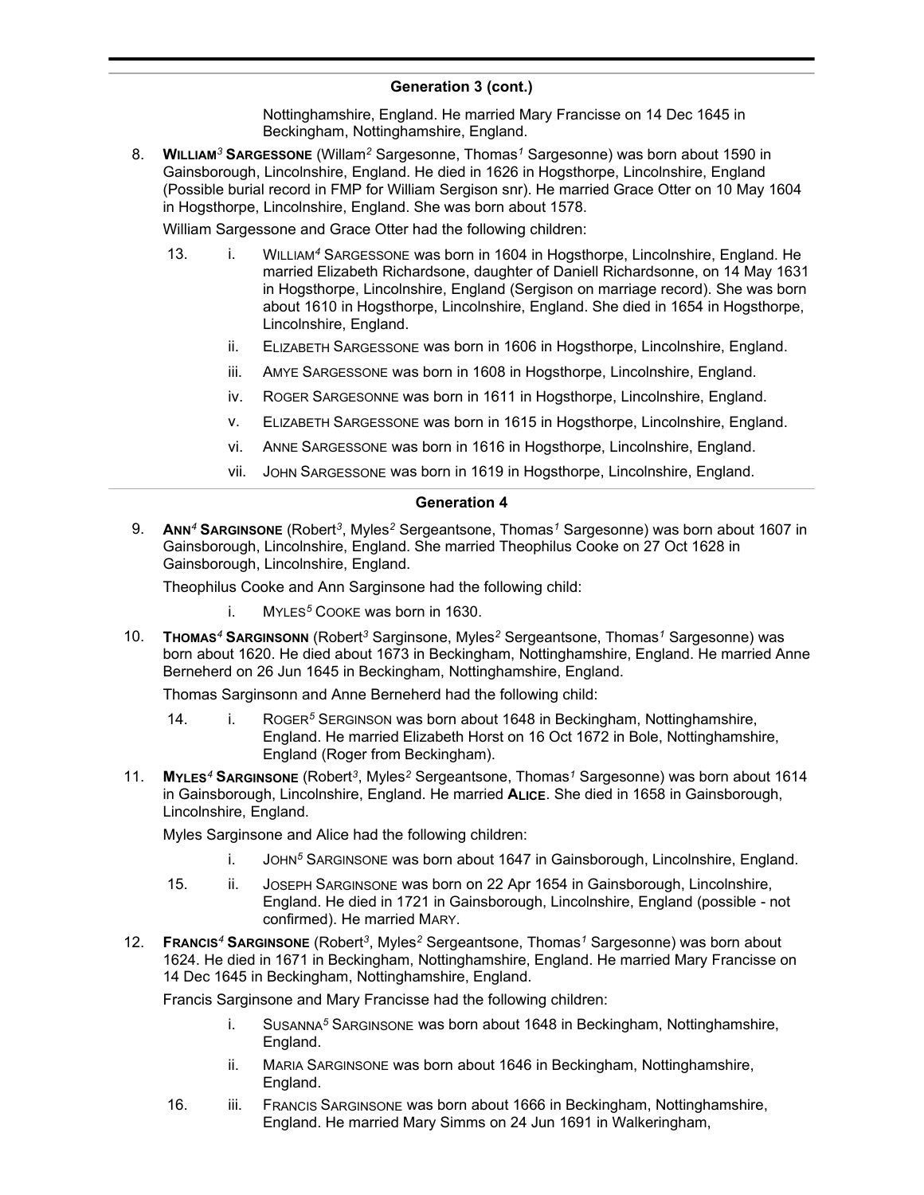## Generation 3 (cont.)

Nottinghamshire, England. He married Mary Francisse on 14 Dec 1645 in Beckingham, Nottinghamshire, England.

8. **WILLIAM*[3]* SARGESSONE** (Willam*[2]* Sargesonne, Thomas*[1]* Sargesonne) was born about 1590 in Gainsborough, Lincolnshire, England. He died in 1626 in Hogsthorpe, Lincolnshire, England (Possible burial record in FMP for William Sergison snr). He married Grace Otter on 10 May 1604 in Hogsthorpe, Lincolnshire, England. She was born about 1578.

   William Sargessone and Grace Otter had the following children:

   - 13. i. WILLIAM*[4]* SARGESSONE was born in 1604 in Hogsthorpe, Lincolnshire, England. He married Elizabeth Richardsone, daughter of Daniell Richardsonne, on 14 May 1631 in Hogsthorpe, Lincolnshire, England (Sergison on marriage record). She was born about 1610 in Hogsthorpe, Lincolnshire, England. She died in 1654 in Hogsthorpe, Lincolnshire, England.
   - ii. ELIZABETH SARGESSONE was born in 1606 in Hogsthorpe, Lincolnshire, England.
   - iii. AMYE SARGESSONE was born in 1608 in Hogsthorpe, Lincolnshire, England.
   - iv. ROGER SARGESONNE was born in 1611 in Hogsthorpe, Lincolnshire, England.
   - v. ELIZABETH SARGESSONE was born in 1615 in Hogsthorpe, Lincolnshire, England.
   - vi. ANNE SARGESSONE was born in 1616 in Hogsthorpe, Lincolnshire, England.
   - vii. JOHN SARGESSONE was born in 1619 in Hogsthorpe, Lincolnshire, England.

## Generation 4

9. **ANN*[4]* SARGINSONE** (Robert*[3]*, Myles*[2]* Sergeantsone, Thomas*[1]* Sargesonne) was born about 1607 in Gainsborough, Lincolnshire, England. She married Theophilus Cooke on 27 Oct 1628 in Gainsborough, Lincolnshire, England.

   Theophilus Cooke and Ann Sarginsone had the following child:

   - i. MYLES*[5]* COOKE was born in 1630.

10. **THOMAS*[4]* SARGINSONN** (Robert*[3]* Sarginsone, Myles*[2]* Sergeantsone, Thomas*[1]* Sargesonne) was born about 1620. He died about 1673 in Beckingham, Nottinghamshire, England. He married Anne Berneherd on 26 Jun 1645 in Beckingham, Nottinghamshire, England.

    Thomas Sarginsonn and Anne Berneherd had the following child:

    - 14. i. ROGER*[5]* SERGINSON was born about 1648 in Beckingham, Nottinghamshire, England. He married Elizabeth Horst on 16 Oct 1672 in Bole, Nottinghamshire, England (Roger from Beckingham).

11. **MYLES*[4]* SARGINSONE** (Robert*[3]*, Myles*[2]* Sergeantsone, Thomas*[1]* Sargesonne) was born about 1614 in Gainsborough, Lincolnshire, England. He married **ALICE**. She died in 1658 in Gainsborough, Lincolnshire, England.

    Myles Sarginsone and Alice had the following children:

    - i. JOHN*[5]* SARGINSONE was born about 1647 in Gainsborough, Lincolnshire, England.
    - 15. ii. JOSEPH SARGINSONE was born on 22 Apr 1654 in Gainsborough, Lincolnshire, England. He died in 1721 in Gainsborough, Lincolnshire, England (possible - not confirmed). He married MARY.

12. **FRANCIS*[4]* SARGINSONE** (Robert*[3]*, Myles*[2]* Sergeantsone, Thomas*[1]* Sargesonne) was born about 1624. He died in 1671 in Beckingham, Nottinghamshire, England. He married Mary Francisse on 14 Dec 1645 in Beckingham, Nottinghamshire, England.

    Francis Sarginsone and Mary Francisse had the following children:

    - i. SUSANNA*[5]* SARGINSONE was born about 1648 in Beckingham, Nottinghamshire, England.
    - ii. MARIA SARGINSONE was born about 1646 in Beckingham, Nottinghamshire, England.
    - 16. iii. FRANCIS SARGINSONE was born about 1666 in Beckingham, Nottinghamshire, England. He married Mary Simms on 24 Jun 1691 in Walkeringham,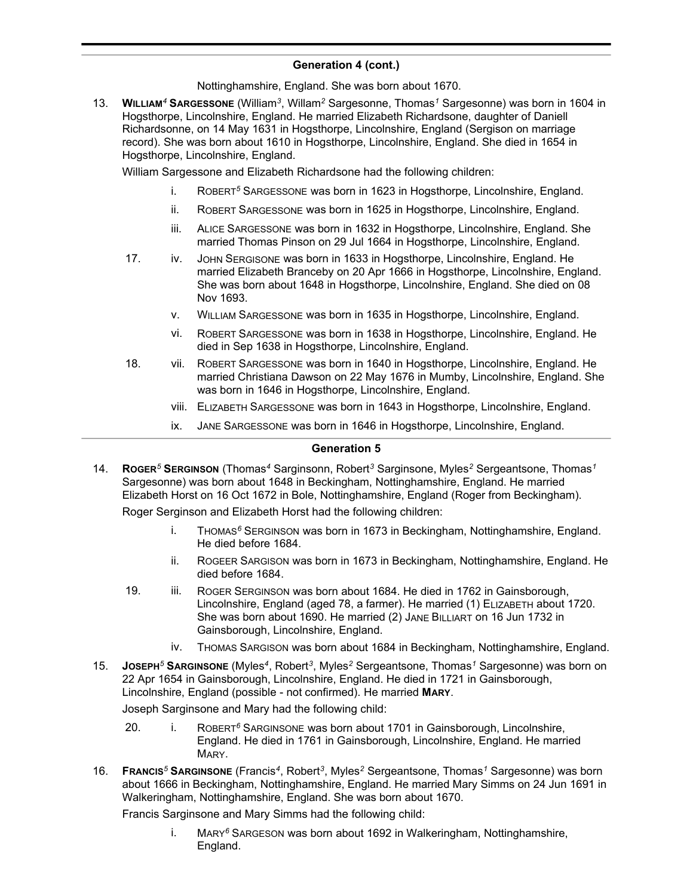## Generation 4 (cont.)

Nottinghamshire, England. She was born about 1670.

13. **WILLIAM[4] SARGESSONE** (William[3], Willam[2] Sargesonne, Thomas[1] Sargesonne) was born in 1604 in Hogsthorpe, Lincolnshire, England. He married Elizabeth Richardsone, daughter of Daniell Richardsonne, on 14 May 1631 in Hogsthorpe, Lincolnshire, England (Sergison on marriage record). She was born about 1610 in Hogsthorpe, Lincolnshire, England. She died in 1654 in Hogsthorpe, Lincolnshire, England.

    William Sargessone and Elizabeth Richardsone had the following children:

    - i. ROBERT[5] SARGESSONE was born in 1623 in Hogsthorpe, Lincolnshire, England.
    - ii. ROBERT SARGESSONE was born in 1625 in Hogsthorpe, Lincolnshire, England.
    - iii. ALICE SARGESSONE was born in 1632 in Hogsthorpe, Lincolnshire, England. She married Thomas Pinson on 29 Jul 1664 in Hogsthorpe, Lincolnshire, England.
    - 17. iv. JOHN SERGISONE was born in 1633 in Hogsthorpe, Lincolnshire, England. He married Elizabeth Branceby on 20 Apr 1666 in Hogsthorpe, Lincolnshire, England. She was born about 1648 in Hogsthorpe, Lincolnshire, England. She died on 08 Nov 1693.
    - v. WILLIAM SARGESSONE was born in 1635 in Hogsthorpe, Lincolnshire, England.
    - vi. ROBERT SARGESSONE was born in 1638 in Hogsthorpe, Lincolnshire, England. He died in Sep 1638 in Hogsthorpe, Lincolnshire, England.
    - 18. vii. ROBERT SARGESSONE was born in 1640 in Hogsthorpe, Lincolnshire, England. He married Christiana Dawson on 22 May 1676 in Mumby, Lincolnshire, England. She was born in 1646 in Hogsthorpe, Lincolnshire, England.
    - viii. ELIZABETH SARGESSONE was born in 1643 in Hogsthorpe, Lincolnshire, England.
    - ix. JANE SARGESSONE was born in 1646 in Hogsthorpe, Lincolnshire, England.

## Generation 5

14. **ROGER[5] SERGINSON** (Thomas[4] Sarginsonn, Robert[3] Sarginsone, Myles[2] Sergeantsone, Thomas[1] Sargesonne) was born about 1648 in Beckingham, Nottinghamshire, England. He married Elizabeth Horst on 16 Oct 1672 in Bole, Nottinghamshire, England (Roger from Beckingham).

    Roger Serginson and Elizabeth Horst had the following children:

    - i. THOMAS[6] SERGINSON was born in 1673 in Beckingham, Nottinghamshire, England. He died before 1684.
    - ii. ROGEER SARGISON was born in 1673 in Beckingham, Nottinghamshire, England. He died before 1684.
    - 19. iii. ROGER SERGINSON was born about 1684. He died in 1762 in Gainsborough, Lincolnshire, England (aged 78, a farmer). He married (1) ELIZABETH about 1720. She was born about 1690. He married (2) JANE BILLIART on 16 Jun 1732 in Gainsborough, Lincolnshire, England.
    - iv. THOMAS SARGISON was born about 1684 in Beckingham, Nottinghamshire, England.

15. **JOSEPH[5] SARGINSONE** (Myles[4], Robert[3], Myles[2] Sergeantsone, Thomas[1] Sargesonne) was born on 22 Apr 1654 in Gainsborough, Lincolnshire, England. He died in 1721 in Gainsborough, Lincolnshire, England (possible - not confirmed). He married **MARY**.

    Joseph Sarginsone and Mary had the following child:

    - 20. i. ROBERT[6] SARGINSONE was born about 1701 in Gainsborough, Lincolnshire, England. He died in 1761 in Gainsborough, Lincolnshire, England. He married MARY.

16. **FRANCIS[5] SARGINSONE** (Francis[4], Robert[3], Myles[2] Sergeantsone, Thomas[1] Sargesonne) was born about 1666 in Beckingham, Nottinghamshire, England. He married Mary Simms on 24 Jun 1691 in Walkeringham, Nottinghamshire, England. She was born about 1670.

    Francis Sarginsone and Mary Simms had the following child:

    - i. MARY[6] SARGESON was born about 1692 in Walkeringham, Nottinghamshire, England.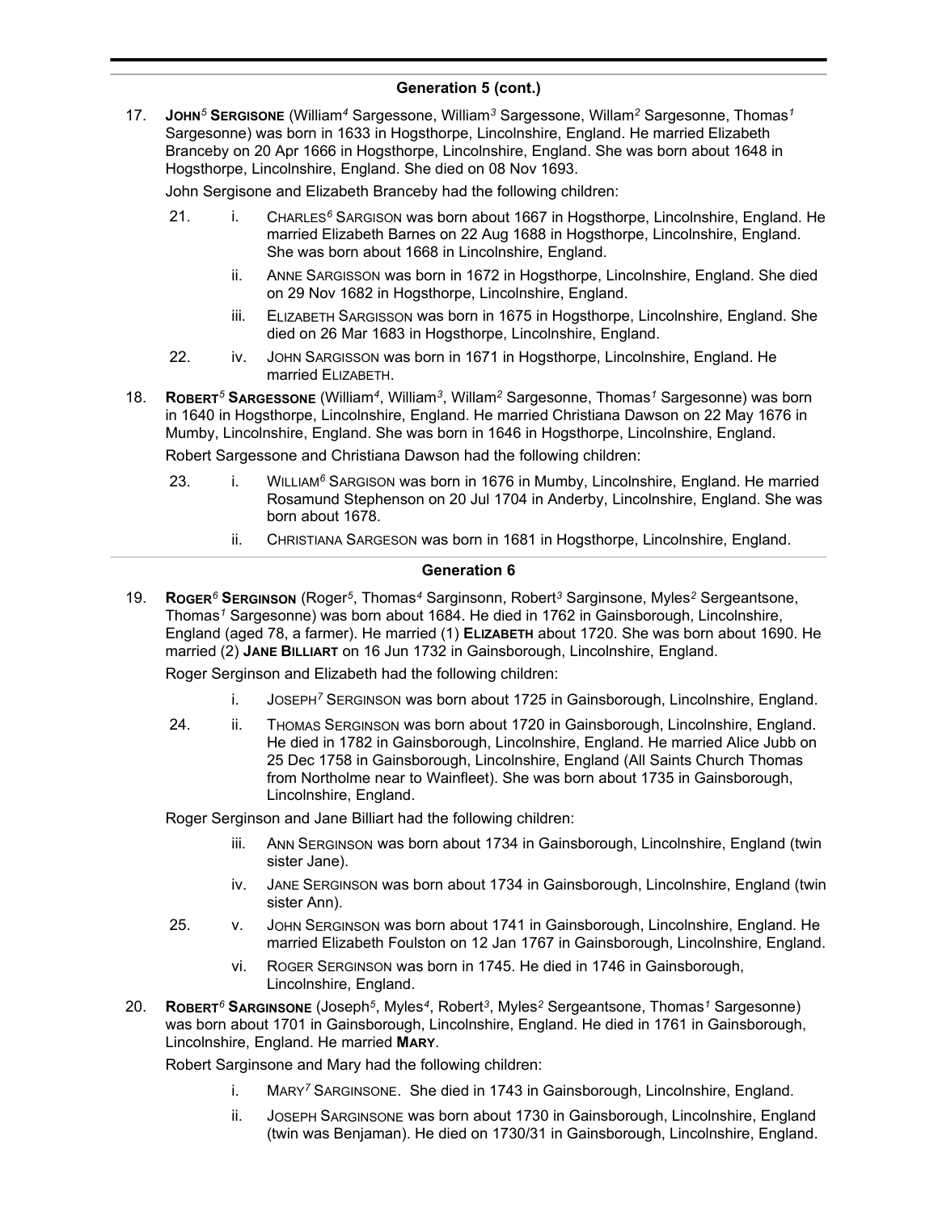## Generation 5 (cont.)

17. **John[5] Sergisone** (William[4] Sargessone, William[3] Sargessone, Willam[2] Sargesonne, Thomas[1] Sargesonne) was born in 1633 in Hogsthorpe, Lincolnshire, England. He married Elizabeth Branceby on 20 Apr 1666 in Hogsthorpe, Lincolnshire, England. She was born about 1648 in Hogsthorpe, Lincolnshire, England. She died on 08 Nov 1693.

    John Sergisone and Elizabeth Branceby had the following children:

    - 21. i. Charles[6] Sargison was born about 1667 in Hogsthorpe, Lincolnshire, England. He married Elizabeth Barnes on 22 Aug 1688 in Hogsthorpe, Lincolnshire, England. She was born about 1668 in Lincolnshire, England.
    - ii. Anne Sargisson was born in 1672 in Hogsthorpe, Lincolnshire, England. She died on 29 Nov 1682 in Hogsthorpe, Lincolnshire, England.
    - iii. Elizabeth Sargisson was born in 1675 in Hogsthorpe, Lincolnshire, England. She died on 26 Mar 1683 in Hogsthorpe, Lincolnshire, England.
    - 22. iv. John Sargisson was born in 1671 in Hogsthorpe, Lincolnshire, England. He married Elizabeth.

18. **Robert[5] Sargessone** (William[4], William[3], Willam[2] Sargesonne, Thomas[1] Sargesonne) was born in 1640 in Hogsthorpe, Lincolnshire, England. He married Christiana Dawson on 22 May 1676 in Mumby, Lincolnshire, England. She was born in 1646 in Hogsthorpe, Lincolnshire, England.

    Robert Sargessone and Christiana Dawson had the following children:

    - 23. i. William[6] Sargison was born in 1676 in Mumby, Lincolnshire, England. He married Rosamund Stephenson on 20 Jul 1704 in Anderby, Lincolnshire, England. She was born about 1678.
    - ii. Christiana Sargeson was born in 1681 in Hogsthorpe, Lincolnshire, England.

## Generation 6

19. **Roger[6] Serginson** (Roger[5], Thomas[4] Sarginsonn, Robert[3] Sarginsone, Myles[2] Sergeantsone, Thomas[1] Sargesonne) was born about 1684. He died in 1762 in Gainsborough, Lincolnshire, England (aged 78, a farmer). He married (1) **Elizabeth** about 1720. She was born about 1690. He married (2) **Jane Billiart** on 16 Jun 1732 in Gainsborough, Lincolnshire, England.

    Roger Serginson and Elizabeth had the following children:

    - i. Joseph[7] Serginson was born about 1725 in Gainsborough, Lincolnshire, England.
    - 24. ii. Thomas Serginson was born about 1720 in Gainsborough, Lincolnshire, England. He died in 1782 in Gainsborough, Lincolnshire, England. He married Alice Jubb on 25 Dec 1758 in Gainsborough, Lincolnshire, England (All Saints Church Thomas from Northolme near to Wainfleet). She was born about 1735 in Gainsborough, Lincolnshire, England.

    Roger Serginson and Jane Billiart had the following children:

    - iii. Ann Serginson was born about 1734 in Gainsborough, Lincolnshire, England (twin sister Jane).
    - iv. Jane Serginson was born about 1734 in Gainsborough, Lincolnshire, England (twin sister Ann).
    - 25. v. John Serginson was born about 1741 in Gainsborough, Lincolnshire, England. He married Elizabeth Foulston on 12 Jan 1767 in Gainsborough, Lincolnshire, England.
    - vi. Roger Serginson was born in 1745. He died in 1746 in Gainsborough, Lincolnshire, England.

20. **Robert[6] Sarginsone** (Joseph[5], Myles[4], Robert[3], Myles[2] Sergeantsone, Thomas[1] Sargesonne) was born about 1701 in Gainsborough, Lincolnshire, England. He died in 1761 in Gainsborough, Lincolnshire, England. He married **Mary**.

    Robert Sarginsone and Mary had the following children:

    - i. Mary[7] Sarginsone. She died in 1743 in Gainsborough, Lincolnshire, England.
    - ii. Joseph Sarginsone was born about 1730 in Gainsborough, Lincolnshire, England (twin was Benjaman). He died on 1730/31 in Gainsborough, Lincolnshire, England.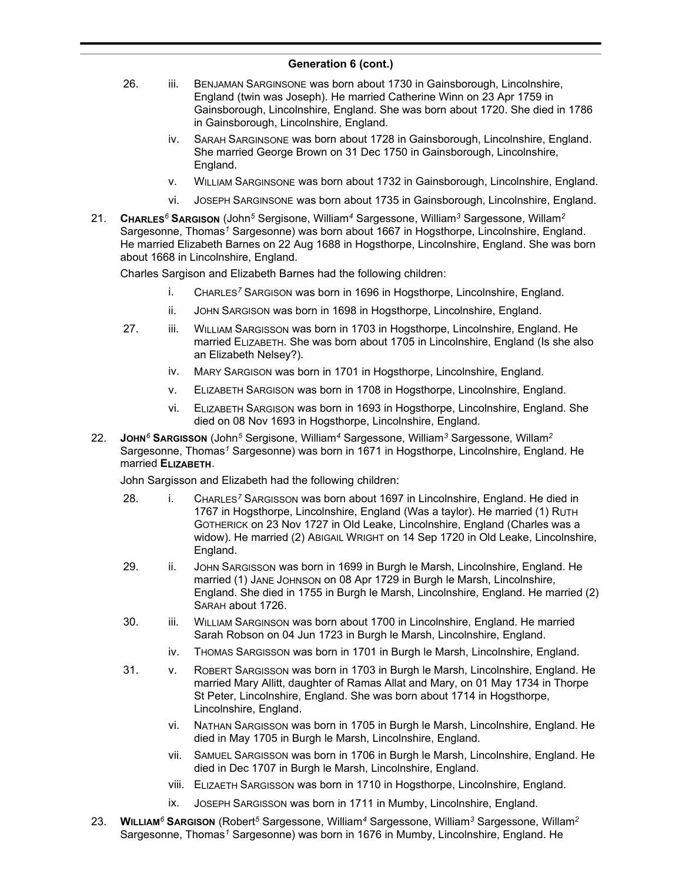## Generation 6 (cont.)

26. iii. BENJAMAN SARGINSONE was born about 1730 in Gainsborough, Lincolnshire, England (twin was Joseph). He married Catherine Winn on 23 Apr 1759 in Gainsborough, Lincolnshire, England. She was born about 1720. She died in 1786 in Gainsborough, Lincolnshire, England.

iv. SARAH SARGINSONE was born about 1728 in Gainsborough, Lincolnshire, England. She married George Brown on 31 Dec 1750 in Gainsborough, Lincolnshire, England.

v. WILLIAM SARGINSONE was born about 1732 in Gainsborough, Lincolnshire, England.

vi. JOSEPH SARGINSONE was born about 1735 in Gainsborough, Lincolnshire, England.

21. **CHARLES[6] SARGISON** (John[5] Sergisone, William[4] Sargessone, William[3] Sargessone, Willam[2] Sargesonne, Thomas[1] Sargesonne) was born about 1667 in Hogsthorpe, Lincolnshire, England. He married Elizabeth Barnes on 22 Aug 1688 in Hogsthorpe, Lincolnshire, England. She was born about 1668 in Lincolnshire, England.

Charles Sargison and Elizabeth Barnes had the following children:

i. CHARLES[7] SARGISON was born in 1696 in Hogsthorpe, Lincolnshire, England.

ii. JOHN SARGISON was born in 1698 in Hogsthorpe, Lincolnshire, England.

27. iii. WILLIAM SARGISSON was born in 1703 in Hogsthorpe, Lincolnshire, England. He married ELIZABETH. She was born about 1705 in Lincolnshire, England (Is she also an Elizabeth Nelsey?).

iv. MARY SARGISON was born in 1701 in Hogsthorpe, Lincolnshire, England.

v. ELIZABETH SARGISON was born in 1708 in Hogsthorpe, Lincolnshire, England.

vi. ELIZABETH SARGISON was born in 1693 in Hogsthorpe, Lincolnshire, England. She died on 08 Nov 1693 in Hogsthorpe, Lincolnshire, England.

22. **JOHN[6] SARGISSON** (John[5] Sergisone, William[4] Sargessone, William[3] Sargessone, Willam[2] Sargesonne, Thomas[1] Sargesonne) was born in 1671 in Hogsthorpe, Lincolnshire, England. He married **ELIZABETH**.

John Sargisson and Elizabeth had the following children:

28. i. CHARLES[7] SARGISSON was born about 1697 in Lincolnshire, England. He died in 1767 in Hogsthorpe, Lincolnshire, England (Was a taylor). He married (1) RUTH GOTHERICK on 23 Nov 1727 in Old Leake, Lincolnshire, England (Charles was a widow). He married (2) ABIGAIL WRIGHT on 14 Sep 1720 in Old Leake, Lincolnshire, England.

29. ii. JOHN SARGISSON was born in 1699 in Burgh le Marsh, Lincolnshire, England. He married (1) JANE JOHNSON on 08 Apr 1729 in Burgh le Marsh, Lincolnshire, England. She died in 1755 in Burgh le Marsh, Lincolnshire, England. He married (2) SARAH about 1726.

30. iii. WILLIAM SARGINSON was born about 1700 in Lincolnshire, England. He married Sarah Robson on 04 Jun 1723 in Burgh le Marsh, Lincolnshire, England.

iv. THOMAS SARGISSON was born in 1701 in Burgh le Marsh, Lincolnshire, England.

31. v. ROBERT SARGISSON was born in 1703 in Burgh le Marsh, Lincolnshire, England. He married Mary Allitt, daughter of Ramas Allat and Mary, on 01 May 1734 in Thorpe St Peter, Lincolnshire, England. She was born about 1714 in Hogsthorpe, Lincolnshire, England.

vi. NATHAN SARGISSON was born in 1705 in Burgh le Marsh, Lincolnshire, England. He died in May 1705 in Burgh le Marsh, Lincolnshire, England.

vii. SAMUEL SARGISSON was born in 1706 in Burgh le Marsh, Lincolnshire, England. He died in Dec 1707 in Burgh le Marsh, Lincolnshire, England.

viii. ELIZAETH SARGISSON was born in 1710 in Hogsthorpe, Lincolnshire, England.

ix. JOSEPH SARGISSON was born in 1711 in Mumby, Lincolnshire, England.

23. **WILLIAM[6] SARGISON** (Robert[5] Sargessone, William[4] Sargessone, William[3] Sargessone, Willam[2] Sargesonne, Thomas[1] Sargesonne) was born in 1676 in Mumby, Lincolnshire, England. He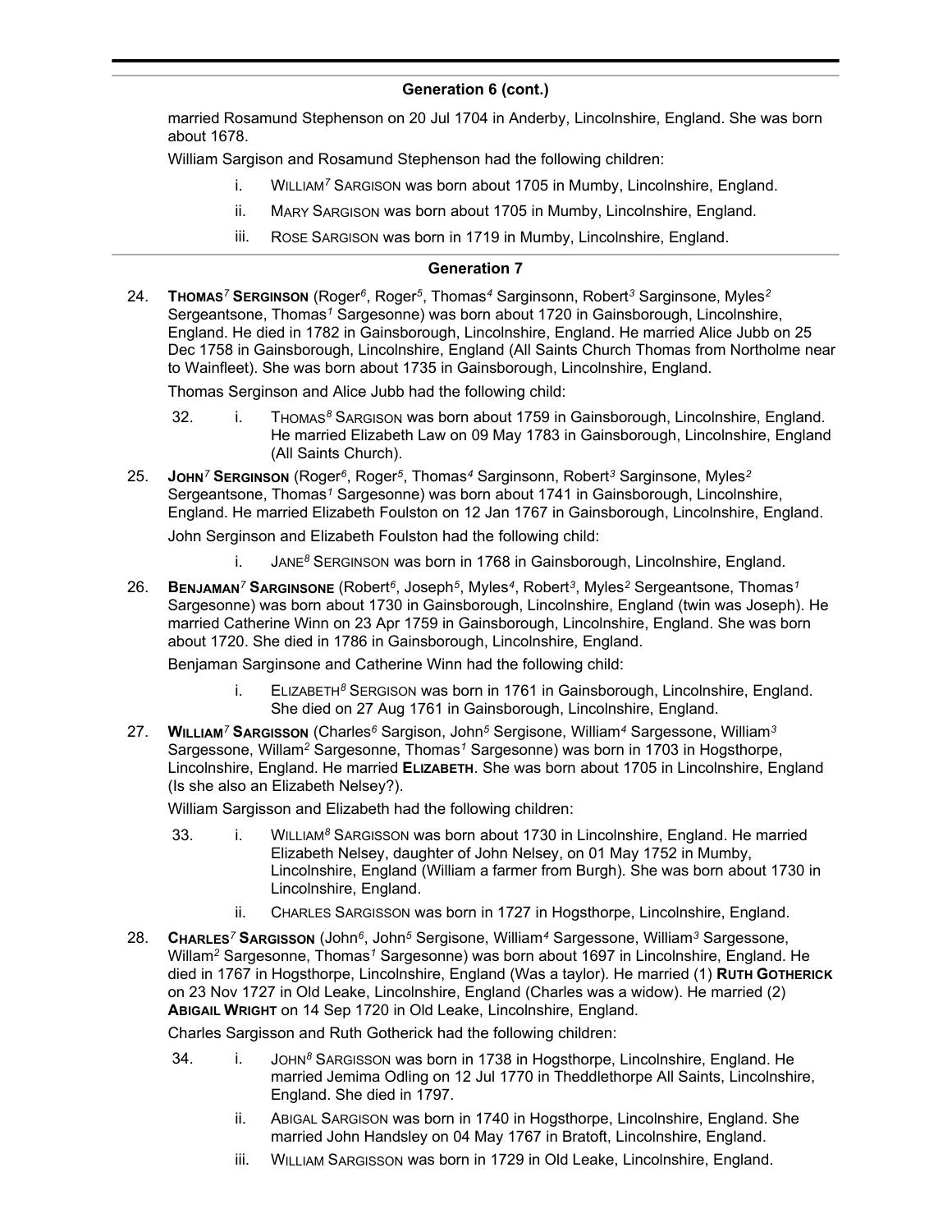## Generation 6 (cont.)

married Rosamund Stephenson on 20 Jul 1704 in Anderby, Lincolnshire, England. She was born about 1678.

William Sargison and Rosamund Stephenson had the following children:

- i. WILLIAM[7] SARGISON was born about 1705 in Mumby, Lincolnshire, England.
- ii. MARY SARGISON was born about 1705 in Mumby, Lincolnshire, England.
- iii. ROSE SARGISON was born in 1719 in Mumby, Lincolnshire, England.

## Generation 7

24. **THOMAS[7] SERGINSON** (Roger[6], Roger[5], Thomas[4] Sarginsonn, Robert[3] Sarginsone, Myles[2] Sergeantsone, Thomas[1] Sargesonne) was born about 1720 in Gainsborough, Lincolnshire, England. He died in 1782 in Gainsborough, Lincolnshire, England. He married Alice Jubb on 25 Dec 1758 in Gainsborough, Lincolnshire, England (All Saints Church Thomas from Northolme near to Wainfleet). She was born about 1735 in Gainsborough, Lincolnshire, England.

Thomas Serginson and Alice Jubb had the following child:

- 32. i. THOMAS[8] SARGISON was born about 1759 in Gainsborough, Lincolnshire, England. He married Elizabeth Law on 09 May 1783 in Gainsborough, Lincolnshire, England (All Saints Church).

25. **JOHN[7] SERGINSON** (Roger[6], Roger[5], Thomas[4] Sarginsonn, Robert[3] Sarginsone, Myles[2] Sergeantsone, Thomas[1] Sargesonne) was born about 1741 in Gainsborough, Lincolnshire, England. He married Elizabeth Foulston on 12 Jan 1767 in Gainsborough, Lincolnshire, England.

John Serginson and Elizabeth Foulston had the following child:

- i. JANE[8] SERGINSON was born in 1768 in Gainsborough, Lincolnshire, England.

26. **BENJAMAN[7] SARGINSONE** (Robert[6], Joseph[5], Myles[4], Robert[3], Myles[2] Sergeantsone, Thomas[1] Sargesonne) was born about 1730 in Gainsborough, Lincolnshire, England (twin was Joseph). He married Catherine Winn on 23 Apr 1759 in Gainsborough, Lincolnshire, England. She was born about 1720. She died in 1786 in Gainsborough, Lincolnshire, England.

Benjaman Sarginsone and Catherine Winn had the following child:

- i. ELIZABETH[8] SERGISON was born in 1761 in Gainsborough, Lincolnshire, England. She died on 27 Aug 1761 in Gainsborough, Lincolnshire, England.

27. **WILLIAM[7] SARGISSON** (Charles[6] Sargison, John[5] Sergisone, William[4] Sargessone, William[3] Sargessone, Willam[2] Sargesonne, Thomas[1] Sargesonne) was born in 1703 in Hogsthorpe, Lincolnshire, England. He married **ELIZABETH**. She was born about 1705 in Lincolnshire, England (Is she also an Elizabeth Nelsey?).

William Sargisson and Elizabeth had the following children:

- 33. i. WILLIAM[8] SARGISSON was born about 1730 in Lincolnshire, England. He married Elizabeth Nelsey, daughter of John Nelsey, on 01 May 1752 in Mumby, Lincolnshire, England (William a farmer from Burgh). She was born about 1730 in Lincolnshire, England.
- ii. CHARLES SARGISSON was born in 1727 in Hogsthorpe, Lincolnshire, England.

28. **CHARLES[7] SARGISSON** (John[6], John[5] Sergisone, William[4] Sargessone, William[3] Sargessone, Willam[2] Sargesonne, Thomas[1] Sargesonne) was born about 1697 in Lincolnshire, England. He died in 1767 in Hogsthorpe, Lincolnshire, England (Was a taylor). He married (1) **RUTH GOTHERICK** on 23 Nov 1727 in Old Leake, Lincolnshire, England (Charles was a widow). He married (2) **ABIGAIL WRIGHT** on 14 Sep 1720 in Old Leake, Lincolnshire, England.

Charles Sargisson and Ruth Gotherick had the following children:

- 34. i. JOHN[8] SARGISSON was born in 1738 in Hogsthorpe, Lincolnshire, England. He married Jemima Odling on 12 Jul 1770 in Theddlethorpe All Saints, Lincolnshire, England. She died in 1797.
- ii. ABIGAL SARGISSON was born in 1740 in Hogsthorpe, Lincolnshire, England. She married John Handsley on 04 May 1767 in Bratoft, Lincolnshire, England.
- iii. WILLIAM SARGISSON was born in 1729 in Old Leake, Lincolnshire, England.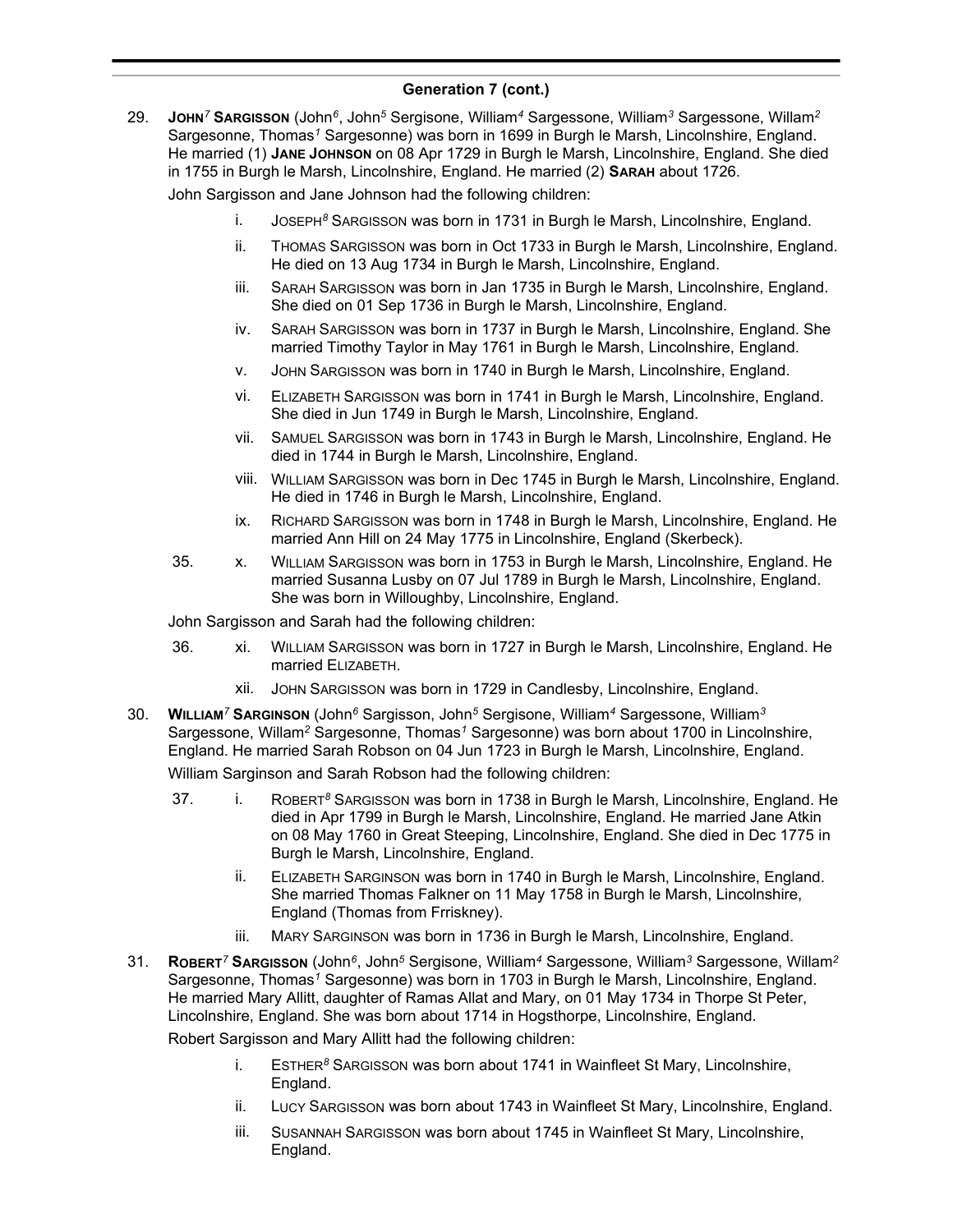## Generation 7 (cont.)

29. **John**[7] **Sargisson** (John[6], John[5] Sergisone, William[4] Sargessone, William[3] Sargessone, Willam[2] Sargesonne, Thomas[1] Sargesonne) was born in 1699 in Burgh le Marsh, Lincolnshire, England. He married (1) **Jane Johnson** on 08 Apr 1729 in Burgh le Marsh, Lincolnshire, England. She died in 1755 in Burgh le Marsh, Lincolnshire, England. He married (2) **Sarah** about 1726.

John Sargisson and Jane Johnson had the following children:

- i. Joseph[8] Sargisson was born in 1731 in Burgh le Marsh, Lincolnshire, England.
- ii. Thomas Sargisson was born in Oct 1733 in Burgh le Marsh, Lincolnshire, England. He died on 13 Aug 1734 in Burgh le Marsh, Lincolnshire, England.
- iii. Sarah Sargisson was born in Jan 1735 in Burgh le Marsh, Lincolnshire, England. She died on 01 Sep 1736 in Burgh le Marsh, Lincolnshire, England.
- iv. Sarah Sargisson was born in 1737 in Burgh le Marsh, Lincolnshire, England. She married Timothy Taylor in May 1761 in Burgh le Marsh, Lincolnshire, England.
- v. John Sargisson was born in 1740 in Burgh le Marsh, Lincolnshire, England.
- vi. Elizabeth Sargisson was born in 1741 in Burgh le Marsh, Lincolnshire, England. She died in Jun 1749 in Burgh le Marsh, Lincolnshire, England.
- vii. Samuel Sargisson was born in 1743 in Burgh le Marsh, Lincolnshire, England. He died in 1744 in Burgh le Marsh, Lincolnshire, England.
- viii. William Sargisson was born in Dec 1745 in Burgh le Marsh, Lincolnshire, England. He died in 1746 in Burgh le Marsh, Lincolnshire, England.
- ix. Richard Sargisson was born in 1748 in Burgh le Marsh, Lincolnshire, England. He married Ann Hill on 24 May 1775 in Lincolnshire, England (Skerbeck).
- 35. x. William Sargisson was born in 1753 in Burgh le Marsh, Lincolnshire, England. He married Susanna Lusby on 07 Jul 1789 in Burgh le Marsh, Lincolnshire, England. She was born in Willoughby, Lincolnshire, England.

John Sargisson and Sarah had the following children:

- 36. xi. William Sargisson was born in 1727 in Burgh le Marsh, Lincolnshire, England. He married Elizabeth.
- xii. John Sargisson was born in 1729 in Candlesby, Lincolnshire, England.

30. **William**[7] **Sarginson** (John[6] Sargisson, John[5] Sergisone, William[4] Sargessone, William[3] Sargessone, Willam[2] Sargesonne, Thomas[1] Sargesonne) was born about 1700 in Lincolnshire, England. He married Sarah Robson on 04 Jun 1723 in Burgh le Marsh, Lincolnshire, England.

William Sarginson and Sarah Robson had the following children:

- 37. i. Robert[8] Sargisson was born in 1738 in Burgh le Marsh, Lincolnshire, England. He died in Apr 1799 in Burgh le Marsh, Lincolnshire, England. He married Jane Atkin on 08 May 1760 in Great Steeping, Lincolnshire, England. She died in Dec 1775 in Burgh le Marsh, Lincolnshire, England.
- ii. Elizabeth Sarginson was born in 1740 in Burgh le Marsh, Lincolnshire, England. She married Thomas Falkner on 11 May 1758 in Burgh le Marsh, Lincolnshire, England (Thomas from Frriskney).
- iii. Mary Sarginson was born in 1736 in Burgh le Marsh, Lincolnshire, England.

31. **Robert**[7] **Sargisson** (John[6], John[5] Sergisone, William[4] Sargessone, William[3] Sargessone, Willam[2] Sargesonne, Thomas[1] Sargesonne) was born in 1703 in Burgh le Marsh, Lincolnshire, England. He married Mary Allitt, daughter of Ramas Allat and Mary, on 01 May 1734 in Thorpe St Peter, Lincolnshire, England. She was born about 1714 in Hogsthorpe, Lincolnshire, England.

Robert Sargisson and Mary Allitt had the following children:

- i. Esther[8] Sargisson was born about 1741 in Wainfleet St Mary, Lincolnshire, England.
- ii. Lucy Sargisson was born about 1743 in Wainfleet St Mary, Lincolnshire, England.
- iii. Susannah Sargisson was born about 1745 in Wainfleet St Mary, Lincolnshire, England.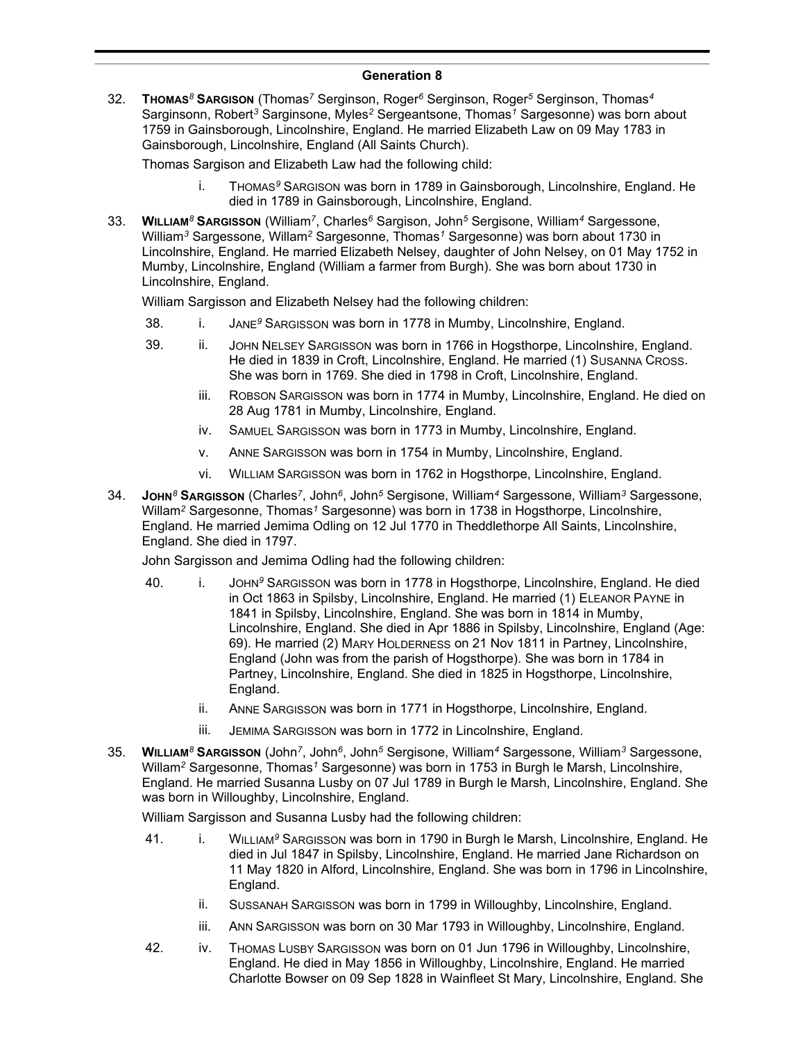## Generation 8

32. **THOMAS$^8$ SARGISON** (Thomas$^7$ Serginson, Roger$^6$ Serginson, Roger$^5$ Serginson, Thomas$^4$ Sarginsonn, Robert$^3$ Sarginsone, Myles$^2$ Sergeantsone, Thomas$^1$ Sargesonne) was born about 1759 in Gainsborough, Lincolnshire, England. He married Elizabeth Law on 09 May 1783 in Gainsborough, Lincolnshire, England (All Saints Church).

    Thomas Sargison and Elizabeth Law had the following child:

    - i. THOMAS$^9$ SARGISON was born in 1789 in Gainsborough, Lincolnshire, England. He died in 1789 in Gainsborough, Lincolnshire, England.

33. **WILLIAM$^8$ SARGISSON** (William$^7$, Charles$^6$ Sargison, John$^5$ Sergisone, William$^4$ Sargessone, William$^3$ Sargessone, Willam$^2$ Sargesonne, Thomas$^1$ Sargesonne) was born about 1730 in Lincolnshire, England. He married Elizabeth Nelsey, daughter of John Nelsey, on 01 May 1752 in Mumby, Lincolnshire, England (William a farmer from Burgh). She was born about 1730 in Lincolnshire, England.

    William Sargisson and Elizabeth Nelsey had the following children:

    - 38. i. JANE$^9$ SARGISSON was born in 1778 in Mumby, Lincolnshire, England.
    - 39. ii. JOHN NELSEY SARGISSON was born in 1766 in Hogsthorpe, Lincolnshire, England. He died in 1839 in Croft, Lincolnshire, England. He married (1) SUSANNA CROSS. She was born in 1769. She died in 1798 in Croft, Lincolnshire, England.
    - iii. ROBSON SARGISSON was born in 1774 in Mumby, Lincolnshire, England. He died on 28 Aug 1781 in Mumby, Lincolnshire, England.
    - iv. SAMUEL SARGISSON was born in 1773 in Mumby, Lincolnshire, England.
    - v. ANNE SARGISSON was born in 1754 in Mumby, Lincolnshire, England.
    - vi. WILLIAM SARGISSON was born in 1762 in Hogsthorpe, Lincolnshire, England.

34. **JOHN$^8$ SARGISSON** (Charles$^7$, John$^6$, John$^5$ Sergisone, William$^4$ Sargessone, William$^3$ Sargessone, Willam$^2$ Sargesonne, Thomas$^1$ Sargesonne) was born in 1738 in Hogsthorpe, Lincolnshire, England. He married Jemima Odling on 12 Jul 1770 in Theddlethorpe All Saints, Lincolnshire, England. She died in 1797.

    John Sargisson and Jemima Odling had the following children:

    - 40. i. JOHN$^9$ SARGISSON was born in 1778 in Hogsthorpe, Lincolnshire, England. He died in Oct 1863 in Spilsby, Lincolnshire, England. He married (1) ELEANOR PAYNE in 1841 in Spilsby, Lincolnshire, England. She was born in 1814 in Mumby, Lincolnshire, England. She died in Apr 1886 in Spilsby, Lincolnshire, England (Age: 69). He married (2) MARY HOLDERNESS on 21 Nov 1811 in Partney, Lincolnshire, England (John was from the parish of Hogsthorpe). She was born in 1784 in Partney, Lincolnshire, England. She died in 1825 in Hogsthorpe, Lincolnshire, England.
    - ii. ANNE SARGISSON was born in 1771 in Hogsthorpe, Lincolnshire, England.
    - iii. JEMIMA SARGISSON was born in 1772 in Lincolnshire, England.

35. **WILLIAM$^8$ SARGISSON** (John$^7$, John$^6$, John$^5$ Sergisone, William$^4$ Sargessone, William$^3$ Sargessone, Willam$^2$ Sargesonne, Thomas$^1$ Sargesonne) was born in 1753 in Burgh le Marsh, Lincolnshire, England. He married Susanna Lusby on 07 Jul 1789 in Burgh le Marsh, Lincolnshire, England. She was born in Willoughby, Lincolnshire, England.

    William Sargisson and Susanna Lusby had the following children:

    - 41. i. WILLIAM$^9$ SARGISSON was born in 1790 in Burgh le Marsh, Lincolnshire, England. He died in Jul 1847 in Spilsby, Lincolnshire, England. He married Jane Richardson on 11 May 1820 in Alford, Lincolnshire, England. She was born in 1796 in Lincolnshire, England.
    - ii. SUSSANAH SARGISSON was born in 1799 in Willoughby, Lincolnshire, England.
    - iii. ANN SARGISSON was born on 30 Mar 1793 in Willoughby, Lincolnshire, England.
    - 42. iv. THOMAS LUSBY SARGISSON was born on 01 Jun 1796 in Willoughby, Lincolnshire, England. He died in May 1856 in Willoughby, Lincolnshire, England. He married Charlotte Bowser on 09 Sep 1828 in Wainfleet St Mary, Lincolnshire, England. She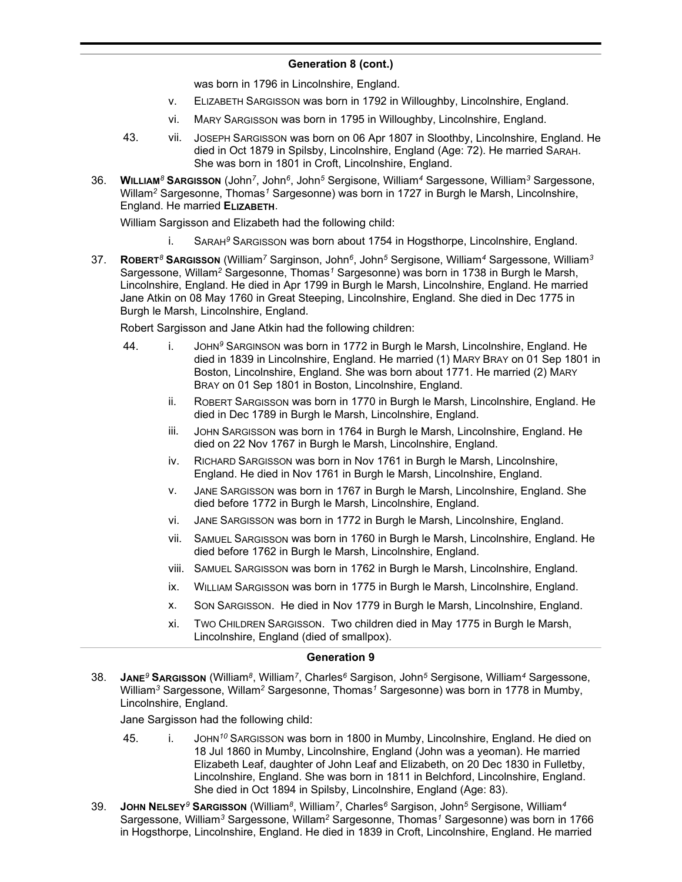## Generation 8 (cont.)

was born in 1796 in Lincolnshire, England.

v. ELIZABETH SARGISSON was born in 1792 in Willoughby, Lincolnshire, England.

vi. MARY SARGISSON was born in 1795 in Willoughby, Lincolnshire, England.

43. vii. JOSEPH SARGISSON was born on 06 Apr 1807 in Sloothby, Lincolnshire, England. He died in Oct 1879 in Spilsby, Lincolnshire, England (Age: 72). He married SARAH. She was born in 1801 in Croft, Lincolnshire, England.

36. **WILLIAM$^{8}$ SARGISSON** (John$^{7}$, John$^{6}$, John$^{5}$ Sergisone, William$^{4}$ Sargessone, William$^{3}$ Sargessone, Willam$^{2}$ Sargesonne, Thomas$^{1}$ Sargesonne) was born in 1727 in Burgh le Marsh, Lincolnshire, England. He married **ELIZABETH**.

William Sargisson and Elizabeth had the following child:

i. SARAH$^{9}$ SARGISSON was born about 1754 in Hogsthorpe, Lincolnshire, England.

37. **ROBERT$^{8}$ SARGISSON** (William$^{7}$ Sarginson, John$^{6}$, John$^{5}$ Sergisone, William$^{4}$ Sargessone, William$^{3}$ Sargessone, Willam$^{2}$ Sargesonne, Thomas$^{1}$ Sargesonne) was born in 1738 in Burgh le Marsh, Lincolnshire, England. He died in Apr 1799 in Burgh le Marsh, Lincolnshire, England. He married Jane Atkin on 08 May 1760 in Great Steeping, Lincolnshire, England. She died in Dec 1775 in Burgh le Marsh, Lincolnshire, England.

Robert Sargisson and Jane Atkin had the following children:

44. i. JOHN$^{9}$ SARGINSON was born in 1772 in Burgh le Marsh, Lincolnshire, England. He died in 1839 in Lincolnshire, England. He married (1) MARY BRAY on 01 Sep 1801 in Boston, Lincolnshire, England. She was born about 1771. He married (2) MARY BRAY on 01 Sep 1801 in Boston, Lincolnshire, England.

ii. ROBERT SARGISSON was born in 1770 in Burgh le Marsh, Lincolnshire, England. He died in Dec 1789 in Burgh le Marsh, Lincolnshire, England.

iii. JOHN SARGISSON was born in 1764 in Burgh le Marsh, Lincolnshire, England. He died on 22 Nov 1767 in Burgh le Marsh, Lincolnshire, England.

iv. RICHARD SARGISSON was born in Nov 1761 in Burgh le Marsh, Lincolnshire, England. He died in Nov 1761 in Burgh le Marsh, Lincolnshire, England.

v. JANE SARGISSON was born in 1767 in Burgh le Marsh, Lincolnshire, England. She died before 1772 in Burgh le Marsh, Lincolnshire, England.

vi. JANE SARGISSON was born in 1772 in Burgh le Marsh, Lincolnshire, England.

vii. SAMUEL SARGISSON was born in 1760 in Burgh le Marsh, Lincolnshire, England. He died before 1762 in Burgh le Marsh, Lincolnshire, England.

viii. SAMUEL SARGISSON was born in 1762 in Burgh le Marsh, Lincolnshire, England.

ix. WILLIAM SARGISSON was born in 1775 in Burgh le Marsh, Lincolnshire, England.

x. SON SARGISSON. He died in Nov 1779 in Burgh le Marsh, Lincolnshire, England.

xi. TWO CHILDREN SARGISSON. Two children died in May 1775 in Burgh le Marsh, Lincolnshire, England (died of smallpox).

## Generation 9

38. **JANE$^{9}$ SARGISSON** (William$^{8}$, William$^{7}$, Charles$^{6}$ Sargison, John$^{5}$ Sergisone, William$^{4}$ Sargessone, William$^{3}$ Sargessone, Willam$^{2}$ Sargesonne, Thomas$^{1}$ Sargesonne) was born in 1778 in Mumby, Lincolnshire, England.

Jane Sargisson had the following child:

45. i. JOHN$^{10}$ SARGISSON was born in 1800 in Mumby, Lincolnshire, England. He died on 18 Jul 1860 in Mumby, Lincolnshire, England (John was a yeoman). He married Elizabeth Leaf, daughter of John Leaf and Elizabeth, on 20 Dec 1830 in Fulletby, Lincolnshire, England. She was born in 1811 in Belchford, Lincolnshire, England. She died in Oct 1894 in Spilsby, Lincolnshire, England (Age: 83).

39. **JOHN NELSEY$^{9}$ SARGISSON** (William$^{8}$, William$^{7}$, Charles$^{6}$ Sargison, John$^{5}$ Sergisone, William$^{4}$ Sargessone, William$^{3}$ Sargessone, Willam$^{2}$ Sargesonne, Thomas$^{1}$ Sargesonne) was born in 1766 in Hogsthorpe, Lincolnshire, England. He died in 1839 in Croft, Lincolnshire, England. He married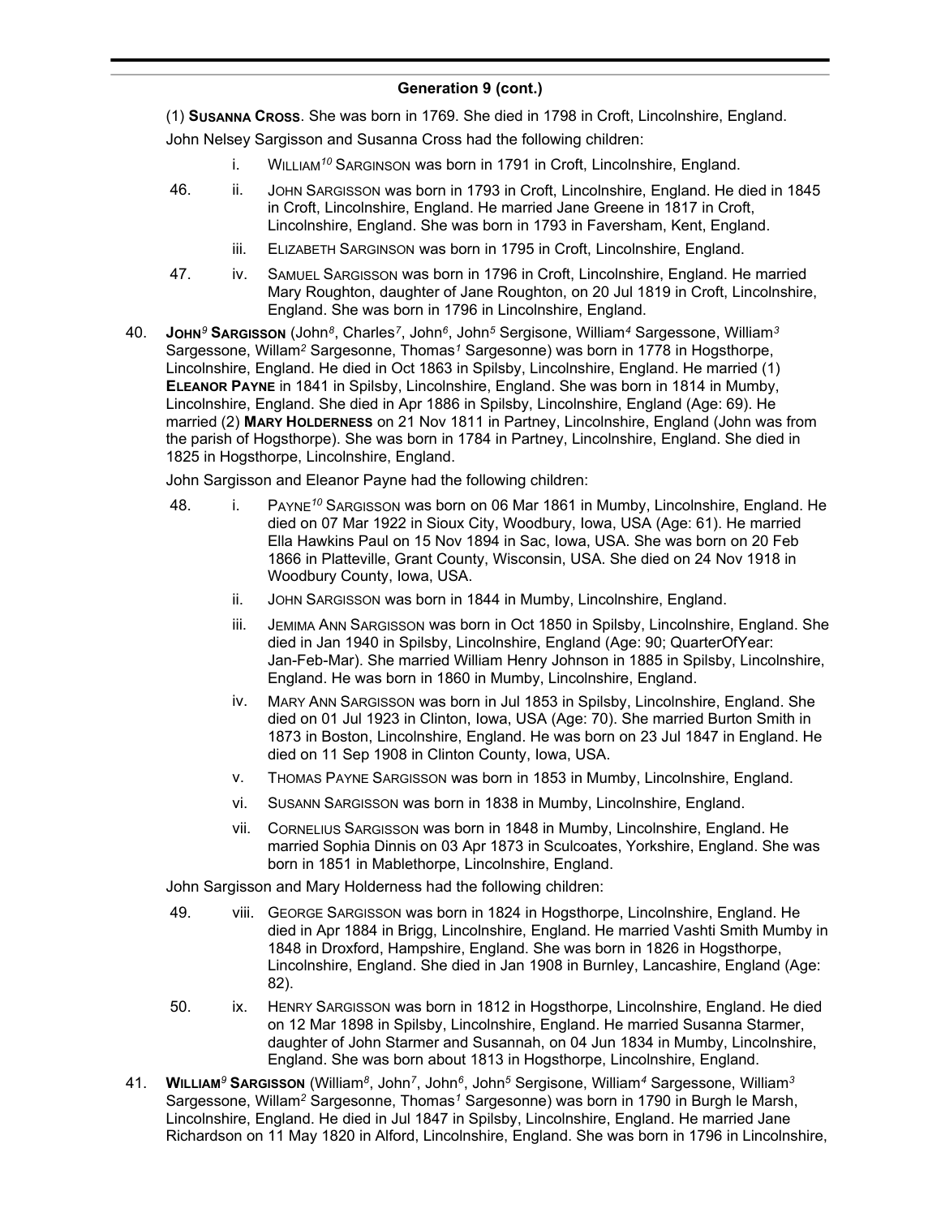## Generation 9 (cont.)

(1) **Susanna Cross**. She was born in 1769. She died in 1798 in Croft, Lincolnshire, England.

John Nelsey Sargisson and Susanna Cross had the following children:

- i. William[10] Sarginson was born in 1791 in Croft, Lincolnshire, England.
- 46. ii. John Sargisson was born in 1793 in Croft, Lincolnshire, England. He died in 1845 in Croft, Lincolnshire, England. He married Jane Greene in 1817 in Croft, Lincolnshire, England. She was born in 1793 in Faversham, Kent, England.
- iii. Elizabeth Sarginson was born in 1795 in Croft, Lincolnshire, England.
- 47. iv. Samuel Sargisson was born in 1796 in Croft, Lincolnshire, England. He married Mary Roughton, daughter of Jane Roughton, on 20 Jul 1819 in Croft, Lincolnshire, England. She was born in 1796 in Lincolnshire, England.

40. **John[9] Sargisson** (John[8], Charles[7], John[6], John[5] Sergisone, William[4] Sargessone, William[3] Sargessone, Willam[2] Sargesonne, Thomas[1] Sargesonne) was born in 1778 in Hogsthorpe, Lincolnshire, England. He died in Oct 1863 in Spilsby, Lincolnshire, England. He married (1) **Eleanor Payne** in 1841 in Spilsby, Lincolnshire, England. She was born in 1814 in Mumby, Lincolnshire, England. She died in Apr 1886 in Spilsby, Lincolnshire, England (Age: 69). He married (2) **Mary Holderness** on 21 Nov 1811 in Partney, Lincolnshire, England (John was from the parish of Hogsthorpe). She was born in 1784 in Partney, Lincolnshire, England. She died in 1825 in Hogsthorpe, Lincolnshire, England.

John Sargisson and Eleanor Payne had the following children:

- 48. i. Payne[10] Sargisson was born on 06 Mar 1861 in Mumby, Lincolnshire, England. He died on 07 Mar 1922 in Sioux City, Woodbury, Iowa, USA (Age: 61). He married Ella Hawkins Paul on 15 Nov 1894 in Sac, Iowa, USA. She was born on 20 Feb 1866 in Platteville, Grant County, Wisconsin, USA. She died on 24 Nov 1918 in Woodbury County, Iowa, USA.
- ii. John Sargisson was born in 1844 in Mumby, Lincolnshire, England.
- iii. Jemima Ann Sargisson was born in Oct 1850 in Spilsby, Lincolnshire, England. She died in Jan 1940 in Spilsby, Lincolnshire, England (Age: 90; QuarterOfYear: Jan-Feb-Mar). She married William Henry Johnson in 1885 in Spilsby, Lincolnshire, England. He was born in 1860 in Mumby, Lincolnshire, England.
- iv. Mary Ann Sargisson was born in Jul 1853 in Spilsby, Lincolnshire, England. She died on 01 Jul 1923 in Clinton, Iowa, USA (Age: 70). She married Burton Smith in 1873 in Boston, Lincolnshire, England. He was born on 23 Jul 1847 in England. He died on 11 Sep 1908 in Clinton County, Iowa, USA.
- v. Thomas Payne Sargisson was born in 1853 in Mumby, Lincolnshire, England.
- vi. Susann Sargisson was born in 1838 in Mumby, Lincolnshire, England.
- vii. Cornelius Sargisson was born in 1848 in Mumby, Lincolnshire, England. He married Sophia Dinnis on 03 Apr 1873 in Sculcoates, Yorkshire, England. She was born in 1851 in Mablethorpe, Lincolnshire, England.

John Sargisson and Mary Holderness had the following children:

- 49. viii. George Sargisson was born in 1824 in Hogsthorpe, Lincolnshire, England. He died in Apr 1884 in Brigg, Lincolnshire, England. He married Vashti Smith Mumby in 1848 in Droxford, Hampshire, England. She was born in 1826 in Hogsthorpe, Lincolnshire, England. She died in Jan 1908 in Burnley, Lancashire, England (Age: 82).
- 50. ix. Henry Sargisson was born in 1812 in Hogsthorpe, Lincolnshire, England. He died on 12 Mar 1898 in Spilsby, Lincolnshire, England. He married Susanna Starmer, daughter of John Starmer and Susannah, on 04 Jun 1834 in Mumby, Lincolnshire, England. She was born about 1813 in Hogsthorpe, Lincolnshire, England.

41. **William[9] Sargisson** (William[8], John[7], John[6], John[5] Sergisone, William[4] Sargessone, William[3] Sargessone, Willam[2] Sargesonne, Thomas[1] Sargesonne) was born in 1790 in Burgh le Marsh, Lincolnshire, England. He died in Jul 1847 in Spilsby, Lincolnshire, England. He married Jane Richardson on 11 May 1820 in Alford, Lincolnshire, England. She was born in 1796 in Lincolnshire,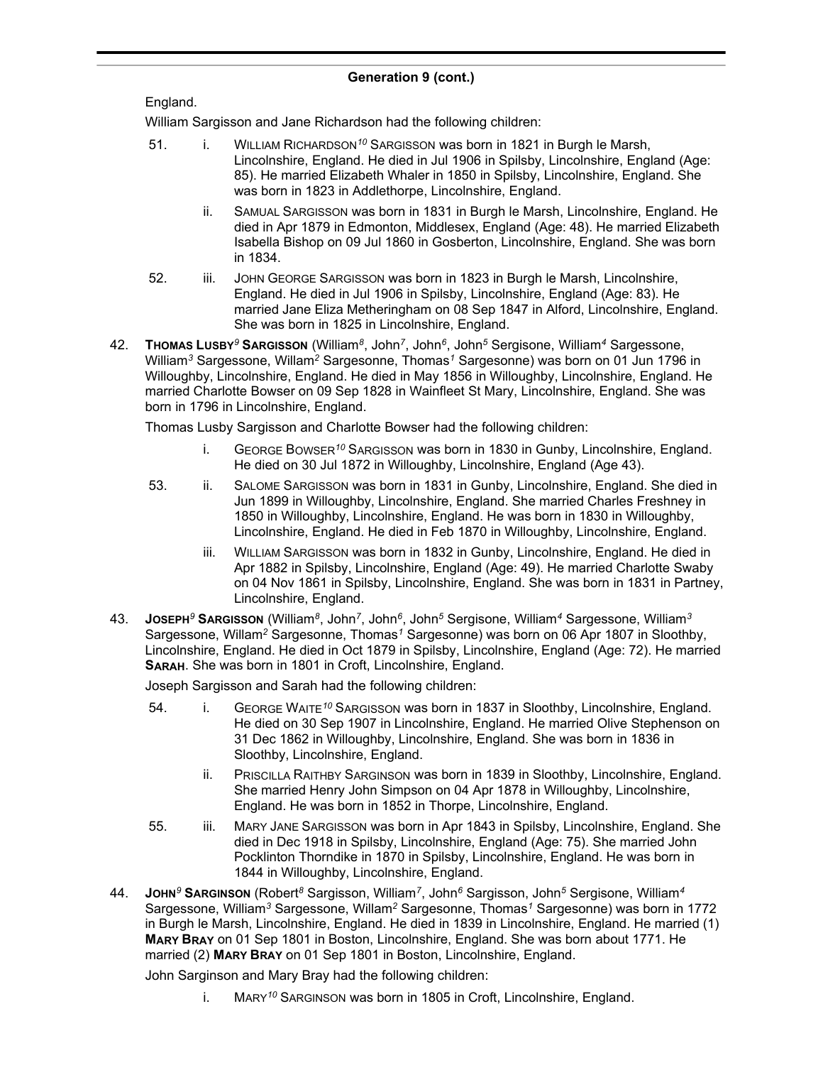## Generation 9 (cont.)

England.

William Sargisson and Jane Richardson had the following children:

51. i. WILLIAM RICHARDSON[10] SARGISSON was born in 1821 in Burgh le Marsh, Lincolnshire, England. He died in Jul 1906 in Spilsby, Lincolnshire, England (Age: 85). He married Elizabeth Whaler in 1850 in Spilsby, Lincolnshire, England. She was born in 1823 in Addlethorpe, Lincolnshire, England.

ii. SAMUAL SARGISSON was born in 1831 in Burgh le Marsh, Lincolnshire, England. He died in Apr 1879 in Edmonton, Middlesex, England (Age: 48). He married Elizabeth Isabella Bishop on 09 Jul 1860 in Gosberton, Lincolnshire, England. She was born in 1834.

52. iii. JOHN GEORGE SARGISSON was born in 1823 in Burgh le Marsh, Lincolnshire, England. He died in Jul 1906 in Spilsby, Lincolnshire, England (Age: 83). He married Jane Eliza Metheringham on 08 Sep 1847 in Alford, Lincolnshire, England. She was born in 1825 in Lincolnshire, England.

42. **THOMAS LUSBY[9] SARGISSON** (William[8], John[7], John[6], John[5] Sergisone, William[4] Sargessone, William[3] Sargessone, Willam[2] Sargesonne, Thomas[1] Sargesonne) was born on 01 Jun 1796 in Willoughby, Lincolnshire, England. He died in May 1856 in Willoughby, Lincolnshire, England. He married Charlotte Bowser on 09 Sep 1828 in Wainfleet St Mary, Lincolnshire, England. She was born in 1796 in Lincolnshire, England.

Thomas Lusby Sargisson and Charlotte Bowser had the following children:

i. GEORGE BOWSER[10] SARGISSON was born in 1830 in Gunby, Lincolnshire, England. He died on 30 Jul 1872 in Willoughby, Lincolnshire, England (Age 43).

53. ii. SALOME SARGISSON was born in 1831 in Gunby, Lincolnshire, England. She died in Jun 1899 in Willoughby, Lincolnshire, England. She married Charles Freshney in 1850 in Willoughby, Lincolnshire, England. He was born in 1830 in Willoughby, Lincolnshire, England. He died in Feb 1870 in Willoughby, Lincolnshire, England.

iii. WILLIAM SARGISSON was born in 1832 in Gunby, Lincolnshire, England. He died in Apr 1882 in Spilsby, Lincolnshire, England (Age: 49). He married Charlotte Swaby on 04 Nov 1861 in Spilsby, Lincolnshire, England. She was born in 1831 in Partney, Lincolnshire, England.

43. **JOSEPH[9] SARGISSON** (William[8], John[7], John[6], John[5] Sergisone, William[4] Sargessone, William[3] Sargessone, Willam[2] Sargesonne, Thomas[1] Sargesonne) was born on 06 Apr 1807 in Sloothby, Lincolnshire, England. He died in Oct 1879 in Spilsby, Lincolnshire, England (Age: 72). He married **SARAH**. She was born in 1801 in Croft, Lincolnshire, England.

Joseph Sargisson and Sarah had the following children:

54. i. GEORGE WAITE[10] SARGISSON was born in 1837 in Sloothby, Lincolnshire, England. He died on 30 Sep 1907 in Lincolnshire, England. He married Olive Stephenson on 31 Dec 1862 in Willoughby, Lincolnshire, England. She was born in 1836 in Sloothby, Lincolnshire, England.

ii. PRISCILLA RAITHBY SARGINSON was born in 1839 in Sloothby, Lincolnshire, England. She married Henry John Simpson on 04 Apr 1878 in Willoughby, Lincolnshire, England. He was born in 1852 in Thorpe, Lincolnshire, England.

55. iii. MARY JANE SARGISSON was born in Apr 1843 in Spilsby, Lincolnshire, England. She died in Dec 1918 in Spilsby, Lincolnshire, England (Age: 75). She married John Pocklinton Thorndike in 1870 in Spilsby, Lincolnshire, England. He was born in 1844 in Willoughby, Lincolnshire, England.

44. **JOHN[9] SARGINSON** (Robert[8] Sargisson, William[7], John[6] Sargisson, John[5] Sergisone, William[4] Sargessone, William[3] Sargessone, Willam[2] Sargesonne, Thomas[1] Sargesonne) was born in 1772 in Burgh le Marsh, Lincolnshire, England. He died in 1839 in Lincolnshire, England. He married (1) **MARY BRAY** on 01 Sep 1801 in Boston, Lincolnshire, England. She was born about 1771. He married (2) **MARY BRAY** on 01 Sep 1801 in Boston, Lincolnshire, England.

John Sarginson and Mary Bray had the following children:

i. MARY[10] SARGINSON was born in 1805 in Croft, Lincolnshire, England.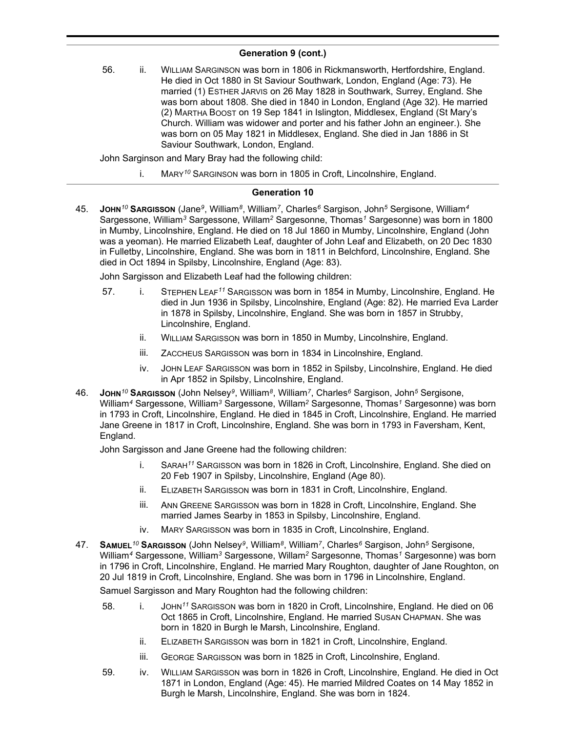## Generation 9 (cont.)

56. ii. WILLIAM SARGINSON was born in 1806 in Rickmansworth, Hertfordshire, England. He died in Oct 1880 in St Saviour Southwark, London, England (Age: 73). He married (1) ESTHER JARVIS on 26 May 1828 in Southwark, Surrey, England. She was born about 1808. She died in 1840 in London, England (Age 32). He married (2) MARTHA BOOST on 19 Sep 1841 in Islington, Middlesex, England (St Mary's Church. William was widower and porter and his father John an engineer.). She was born on 05 May 1821 in Middlesex, England. She died in Jan 1886 in St Saviour Southwark, London, England.

John Sarginson and Mary Bray had the following child:

i. MARY[10] SARGINSON was born in 1805 in Croft, Lincolnshire, England.

## Generation 10

45. **JOHN[10] SARGISSON** (Jane[9], William[8], William[7], Charles[6] Sargison, John[5] Sergisone, William[4] Sargessone, William[3] Sargessone, Willam[2] Sargesonne, Thomas[1] Sargesonne) was born in 1800 in Mumby, Lincolnshire, England. He died on 18 Jul 1860 in Mumby, Lincolnshire, England (John was a yeoman). He married Elizabeth Leaf, daughter of John Leaf and Elizabeth, on 20 Dec 1830 in Fulletby, Lincolnshire, England. She was born in 1811 in Belchford, Lincolnshire, England. She died in Oct 1894 in Spilsby, Lincolnshire, England (Age: 83).

John Sargisson and Elizabeth Leaf had the following children:

57. i. STEPHEN LEAF[11] SARGISSON was born in 1854 in Mumby, Lincolnshire, England. He died in Jun 1936 in Spilsby, Lincolnshire, England (Age: 82). He married Eva Larder in 1878 in Spilsby, Lincolnshire, England. She was born in 1857 in Strubby, Lincolnshire, England.

ii. WILLIAM SARGISSON was born in 1850 in Mumby, Lincolnshire, England.

iii. ZACCHEUS SARGISSON was born in 1834 in Lincolnshire, England.

iv. JOHN LEAF SARGISSON was born in 1852 in Spilsby, Lincolnshire, England. He died in Apr 1852 in Spilsby, Lincolnshire, England.

46. **JOHN[10] SARGISSON** (John Nelsey[9], William[8], William[7], Charles[6] Sargison, John[5] Sergisone, William[4] Sargessone, William[3] Sargessone, Willam[2] Sargesonne, Thomas[1] Sargesonne) was born in 1793 in Croft, Lincolnshire, England. He died in 1845 in Croft, Lincolnshire, England. He married Jane Greene in 1817 in Croft, Lincolnshire, England. She was born in 1793 in Faversham, Kent, England.

John Sargisson and Jane Greene had the following children:

i. SARAH[11] SARGISSON was born in 1826 in Croft, Lincolnshire, England. She died on 20 Feb 1907 in Spilsby, Lincolnshire, England (Age 80).

ii. ELIZABETH SARGISSON was born in 1831 in Croft, Lincolnshire, England.

iii. ANN GREENE SARGISSON was born in 1828 in Croft, Lincolnshire, England. She married James Searby in 1853 in Spilsby, Lincolnshire, England.

iv. MARY SARGISSON was born in 1835 in Croft, Lincolnshire, England.

47. **SAMUEL[10] SARGISSON** (John Nelsey[9], William[8], William[7], Charles[6] Sargison, John[5] Sergisone, William[4] Sargessone, William[3] Sargessone, Willam[2] Sargesonne, Thomas[1] Sargesonne) was born in 1796 in Croft, Lincolnshire, England. He married Mary Roughton, daughter of Jane Roughton, on 20 Jul 1819 in Croft, Lincolnshire, England. She was born in 1796 in Lincolnshire, England.

Samuel Sargisson and Mary Roughton had the following children:

58. i. JOHN[11] SARGISSON was born in 1820 in Croft, Lincolnshire, England. He died on 06 Oct 1865 in Croft, Lincolnshire, England. He married SUSAN CHAPMAN. She was born in 1820 in Burgh le Marsh, Lincolnshire, England.

ii. ELIZABETH SARGISSON was born in 1821 in Croft, Lincolnshire, England.

iii. GEORGE SARGISSON was born in 1825 in Croft, Lincolnshire, England.

59. iv. WILLIAM SARGISSON was born in 1826 in Croft, Lincolnshire, England. He died in Oct 1871 in London, England (Age: 45). He married Mildred Coates on 14 May 1852 in Burgh le Marsh, Lincolnshire, England. She was born in 1824.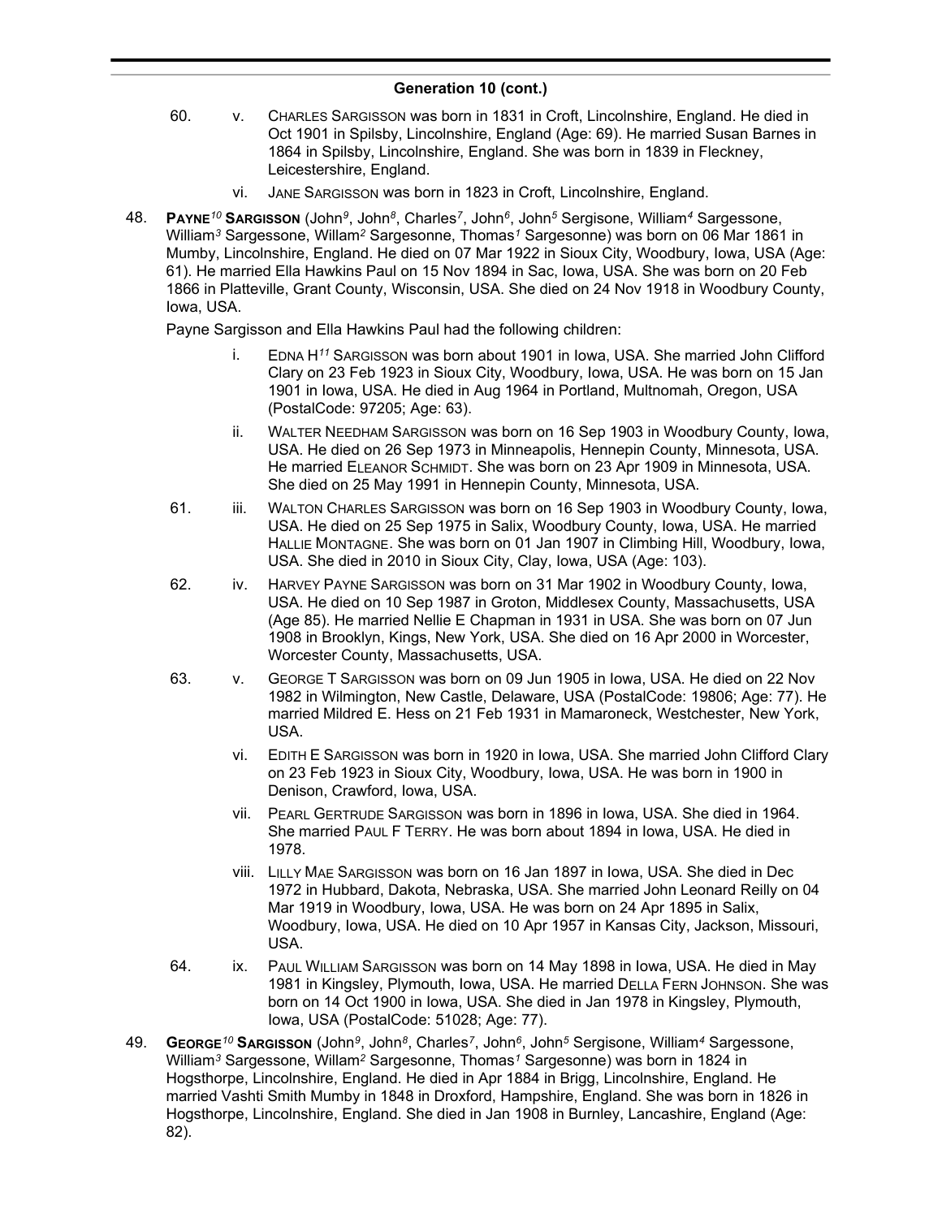## Generation 10 (cont.)

60. v. CHARLES SARGISSON was born in 1831 in Croft, Lincolnshire, England. He died in Oct 1901 in Spilsby, Lincolnshire, England (Age: 69). He married Susan Barnes in 1864 in Spilsby, Lincolnshire, England. She was born in 1839 in Fleckney, Leicestershire, England.

vi. JANE SARGISSON was born in 1823 in Croft, Lincolnshire, England.

48. **PAYNE**[10] **SARGISSON** (John[9], John[8], Charles[7], John[6], John[5] Sergisone, William[4] Sargessone, William[3] Sargessone, Willam[2] Sargesonne, Thomas[1] Sargesonne) was born on 06 Mar 1861 in Mumby, Lincolnshire, England. He died on 07 Mar 1922 in Sioux City, Woodbury, Iowa, USA (Age: 61). He married Ella Hawkins Paul on 15 Nov 1894 in Sac, Iowa, USA. She was born on 20 Feb 1866 in Platteville, Grant County, Wisconsin, USA. She died on 24 Nov 1918 in Woodbury County, Iowa, USA.

Payne Sargisson and Ella Hawkins Paul had the following children:

i. EDNA H[11] SARGISSON was born about 1901 in Iowa, USA. She married John Clifford Clary on 23 Feb 1923 in Sioux City, Woodbury, Iowa, USA. He was born on 15 Jan 1901 in Iowa, USA. He died in Aug 1964 in Portland, Multnomah, Oregon, USA (PostalCode: 97205; Age: 63).

ii. WALTER NEEDHAM SARGISSON was born on 16 Sep 1903 in Woodbury County, Iowa, USA. He died on 26 Sep 1973 in Minneapolis, Hennepin County, Minnesota, USA. He married ELEANOR SCHMIDT. She was born on 23 Apr 1909 in Minnesota, USA. She died on 25 May 1991 in Hennepin County, Minnesota, USA.

61. iii. WALTON CHARLES SARGISSON was born on 16 Sep 1903 in Woodbury County, Iowa, USA. He died on 25 Sep 1975 in Salix, Woodbury County, Iowa, USA. He married HALLIE MONTAGNE. She was born on 01 Jan 1907 in Climbing Hill, Woodbury, Iowa, USA. She died in 2010 in Sioux City, Clay, Iowa, USA (Age: 103).

62. iv. HARVEY PAYNE SARGISSON was born on 31 Mar 1902 in Woodbury County, Iowa, USA. He died on 10 Sep 1987 in Groton, Middlesex County, Massachusetts, USA (Age 85). He married Nellie E Chapman in 1931 in USA. She was born on 07 Jun 1908 in Brooklyn, Kings, New York, USA. She died on 16 Apr 2000 in Worcester, Worcester County, Massachusetts, USA.

63. v. GEORGE T SARGISSON was born on 09 Jun 1905 in Iowa, USA. He died on 22 Nov 1982 in Wilmington, New Castle, Delaware, USA (PostalCode: 19806; Age: 77). He married Mildred E. Hess on 21 Feb 1931 in Mamaroneck, Westchester, New York, USA.

vi. EDITH E SARGISSON was born in 1920 in Iowa, USA. She married John Clifford Clary on 23 Feb 1923 in Sioux City, Woodbury, Iowa, USA. He was born in 1900 in Denison, Crawford, Iowa, USA.

vii. PEARL GERTRUDE SARGISSON was born in 1896 in Iowa, USA. She died in 1964. She married PAUL F TERRY. He was born about 1894 in Iowa, USA. He died in 1978.

viii. LILLY MAE SARGISSON was born on 16 Jan 1897 in Iowa, USA. She died in Dec 1972 in Hubbard, Dakota, Nebraska, USA. She married John Leonard Reilly on 04 Mar 1919 in Woodbury, Iowa, USA. He was born on 24 Apr 1895 in Salix, Woodbury, Iowa, USA. He died on 10 Apr 1957 in Kansas City, Jackson, Missouri, USA.

64. ix. PAUL WILLIAM SARGISSON was born on 14 May 1898 in Iowa, USA. He died in May 1981 in Kingsley, Plymouth, Iowa, USA. He married DELLA FERN JOHNSON. She was born on 14 Oct 1900 in Iowa, USA. She died in Jan 1978 in Kingsley, Plymouth, Iowa, USA (PostalCode: 51028; Age: 77).

49. **GEORGE**[10] **SARGISSON** (John[9], John[8], Charles[7], John[6], John[5] Sergisone, William[4] Sargessone, William[3] Sargessone, Willam[2] Sargesonne, Thomas[1] Sargesonne) was born in 1824 in Hogsthorpe, Lincolnshire, England. He died in Apr 1884 in Brigg, Lincolnshire, England. He married Vashti Smith Mumby in 1848 in Droxford, Hampshire, England. She was born in 1826 in Hogsthorpe, Lincolnshire, England. She died in Jan 1908 in Burnley, Lancashire, England (Age: 82).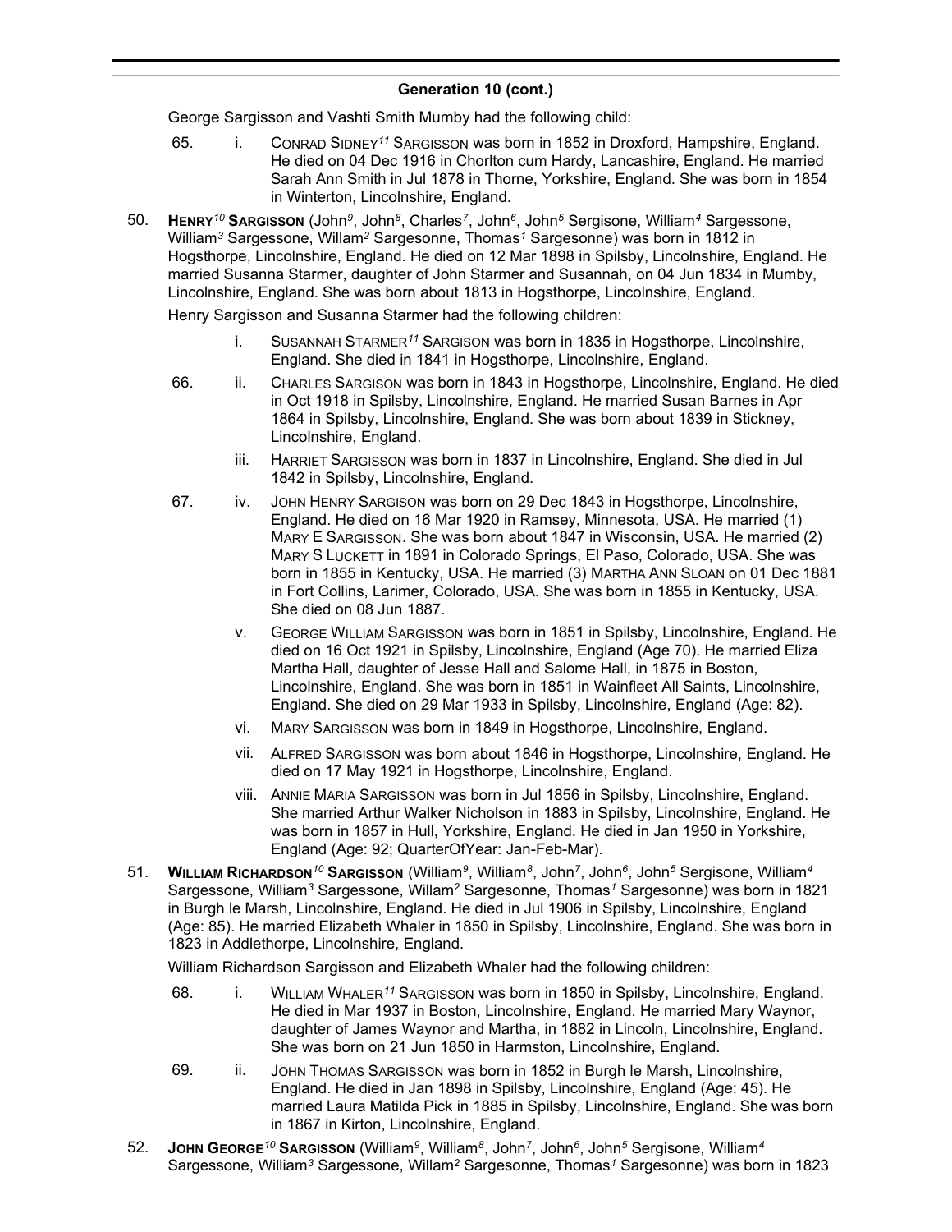**Generation 10 (cont.)**

George Sargisson and Vashti Smith Mumby had the following child:

65. i. CONRAD SIDNEY[11] SARGISSON was born in 1852 in Droxford, Hampshire, England. He died on 04 Dec 1916 in Chorlton cum Hardy, Lancashire, England. He married Sarah Ann Smith in Jul 1878 in Thorne, Yorkshire, England. She was born in 1854 in Winterton, Lincolnshire, England.

50. **HENRY[10] SARGISSON** (John[9], John[8], Charles[7], John[6], John[5] Sergisone, William[4] Sargessone, William[3] Sargessone, Willam[2] Sargesonne, Thomas[1] Sargesonne) was born in 1812 in Hogsthorpe, Lincolnshire, England. He died on 12 Mar 1898 in Spilsby, Lincolnshire, England. He married Susanna Starmer, daughter of John Starmer and Susannah, on 04 Jun 1834 in Mumby, Lincolnshire, England. She was born about 1813 in Hogsthorpe, Lincolnshire, England.

Henry Sargisson and Susanna Starmer had the following children:

i. SUSANNAH STARMER[11] SARGISON was born in 1835 in Hogsthorpe, Lincolnshire, England. She died in 1841 in Hogsthorpe, Lincolnshire, England.

66. ii. CHARLES SARGISON was born in 1843 in Hogsthorpe, Lincolnshire, England. He died in Oct 1918 in Spilsby, Lincolnshire, England. He married Susan Barnes in Apr 1864 in Spilsby, Lincolnshire, England. She was born about 1839 in Stickney, Lincolnshire, England.

iii. HARRIET SARGISSON was born in 1837 in Lincolnshire, England. She died in Jul 1842 in Spilsby, Lincolnshire, England.

67. iv. JOHN HENRY SARGISON was born on 29 Dec 1843 in Hogsthorpe, Lincolnshire, England. He died on 16 Mar 1920 in Ramsey, Minnesota, USA. He married (1) MARY E SARGISSON. She was born about 1847 in Wisconsin, USA. He married (2) MARY S LUCKETT in 1891 in Colorado Springs, El Paso, Colorado, USA. She was born in 1855 in Kentucky, USA. He married (3) MARTHA ANN SLOAN on 01 Dec 1881 in Fort Collins, Larimer, Colorado, USA. She was born in 1855 in Kentucky, USA. She died on 08 Jun 1887.

v. GEORGE WILLIAM SARGISSON was born in 1851 in Spilsby, Lincolnshire, England. He died on 16 Oct 1921 in Spilsby, Lincolnshire, England (Age 70). He married Eliza Martha Hall, daughter of Jesse Hall and Salome Hall, in 1875 in Boston, Lincolnshire, England. She was born in 1851 in Wainfleet All Saints, Lincolnshire, England. She died on 29 Mar 1933 in Spilsby, Lincolnshire, England (Age: 82).

vi. MARY SARGISSON was born in 1849 in Hogsthorpe, Lincolnshire, England.

vii. ALFRED SARGISSON was born about 1846 in Hogsthorpe, Lincolnshire, England. He died on 17 May 1921 in Hogsthorpe, Lincolnshire, England.

viii. ANNIE MARIA SARGISSON was born in Jul 1856 in Spilsby, Lincolnshire, England. She married Arthur Walker Nicholson in 1883 in Spilsby, Lincolnshire, England. He was born in 1857 in Hull, Yorkshire, England. He died in Jan 1950 in Yorkshire, England (Age: 92; QuarterOfYear: Jan-Feb-Mar).

51. **WILLIAM RICHARDSON[10] SARGISSON** (William[9], William[8], John[7], John[6], John[5] Sergisone, William[4] Sargessone, William[3] Sargessone, Willam[2] Sargesonne, Thomas[1] Sargesonne) was born in 1821 in Burgh le Marsh, Lincolnshire, England. He died in Jul 1906 in Spilsby, Lincolnshire, England (Age: 85). He married Elizabeth Whaler in 1850 in Spilsby, Lincolnshire, England. She was born in 1823 in Addlethorpe, Lincolnshire, England.

William Richardson Sargisson and Elizabeth Whaler had the following children:

68. i. WILLIAM WHALER[11] SARGISSON was born in 1850 in Spilsby, Lincolnshire, England. He died in Mar 1937 in Boston, Lincolnshire, England. He married Mary Waynor, daughter of James Waynor and Martha, in 1882 in Lincoln, Lincolnshire, England. She was born on 21 Jun 1850 in Harmston, Lincolnshire, England.

69. ii. JOHN THOMAS SARGISSON was born in 1852 in Burgh le Marsh, Lincolnshire, England. He died in Jan 1898 in Spilsby, Lincolnshire, England (Age: 45). He married Laura Matilda Pick in 1885 in Spilsby, Lincolnshire, England. She was born in 1867 in Kirton, Lincolnshire, England.

52. **JOHN GEORGE[10] SARGISSON** (William[9], William[8], John[7], John[6], John[5] Sergisone, William[4] Sargessone, William[3] Sargessone, Willam[2] Sargesonne, Thomas[1] Sargesonne) was born in 1823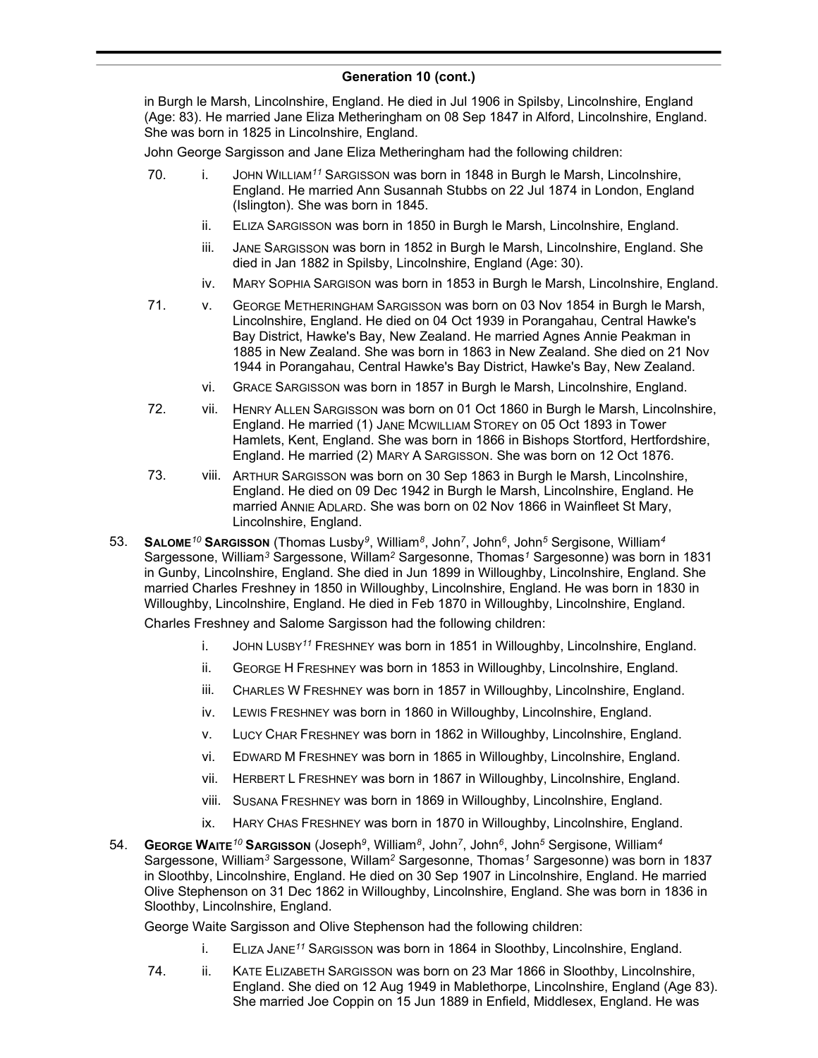## Generation 10 (cont.)

in Burgh le Marsh, Lincolnshire, England. He died in Jul 1906 in Spilsby, Lincolnshire, England (Age: 83). He married Jane Eliza Metheringham on 08 Sep 1847 in Alford, Lincolnshire, England. She was born in 1825 in Lincolnshire, England.

John George Sargisson and Jane Eliza Metheringham had the following children:

70. i. JOHN WILLIAM[11] SARGISSON was born in 1848 in Burgh le Marsh, Lincolnshire, England. He married Ann Susannah Stubbs on 22 Jul 1874 in London, England (Islington). She was born in 1845.

ii. ELIZA SARGISSON was born in 1850 in Burgh le Marsh, Lincolnshire, England.

iii. JANE SARGISSON was born in 1852 in Burgh le Marsh, Lincolnshire, England. She died in Jan 1882 in Spilsby, Lincolnshire, England (Age: 30).

iv. MARY SOPHIA SARGISON was born in 1853 in Burgh le Marsh, Lincolnshire, England.

71. v. GEORGE METHERINGHAM SARGISSON was born on 03 Nov 1854 in Burgh le Marsh, Lincolnshire, England. He died on 04 Oct 1939 in Porangahau, Central Hawke's Bay District, Hawke's Bay, New Zealand. He married Agnes Annie Peakman in 1885 in New Zealand. She was born in 1863 in New Zealand. She died on 21 Nov 1944 in Porangahau, Central Hawke's Bay District, Hawke's Bay, New Zealand.

vi. GRACE SARGISSON was born in 1857 in Burgh le Marsh, Lincolnshire, England.

72. vii. HENRY ALLEN SARGISSON was born on 01 Oct 1860 in Burgh le Marsh, Lincolnshire, England. He married (1) JANE MCWILLIAM STOREY on 05 Oct 1893 in Tower Hamlets, Kent, England. She was born in 1866 in Bishops Stortford, Hertfordshire, England. He married (2) MARY A SARGISSON. She was born on 12 Oct 1876.

73. viii. ARTHUR SARGISSON was born on 30 Sep 1863 in Burgh le Marsh, Lincolnshire, England. He died on 09 Dec 1942 in Burgh le Marsh, Lincolnshire, England. He married ANNIE ADLARD. She was born on 02 Nov 1866 in Wainfleet St Mary, Lincolnshire, England.

53. **SALOME[10] SARGISSON** (Thomas Lusby[9], William[8], John[7], John[6], John[5] Sergisone, William[4] Sargessone, William[3] Sargessone, Willam[2] Sargesonne, Thomas[1] Sargesonne) was born in 1831 in Gunby, Lincolnshire, England. She died in Jun 1899 in Willoughby, Lincolnshire, England. She married Charles Freshney in 1850 in Willoughby, Lincolnshire, England. He was born in 1830 in Willoughby, Lincolnshire, England. He died in Feb 1870 in Willoughby, Lincolnshire, England.

Charles Freshney and Salome Sargisson had the following children:

i. JOHN LUSBY[11] FRESHNEY was born in 1851 in Willoughby, Lincolnshire, England.

ii. GEORGE H FRESHNEY was born in 1853 in Willoughby, Lincolnshire, England.

iii. CHARLES W FRESHNEY was born in 1857 in Willoughby, Lincolnshire, England.

iv. LEWIS FRESHNEY was born in 1860 in Willoughby, Lincolnshire, England.

v. LUCY CHAR FRESHNEY was born in 1862 in Willoughby, Lincolnshire, England.

vi. EDWARD M FRESHNEY was born in 1865 in Willoughby, Lincolnshire, England.

vii. HERBERT L FRESHNEY was born in 1867 in Willoughby, Lincolnshire, England.

viii. SUSANA FRESHNEY was born in 1869 in Willoughby, Lincolnshire, England.

ix. HARY CHAS FRESHNEY was born in 1870 in Willoughby, Lincolnshire, England.

54. **GEORGE WAITE[10] SARGISSON** (Joseph[9], William[8], John[7], John[6], John[5] Sergisone, William[4] Sargessone, William[3] Sargessone, Willam[2] Sargesonne, Thomas[1] Sargesonne) was born in 1837 in Sloothby, Lincolnshire, England. He died on 30 Sep 1907 in Lincolnshire, England. He married Olive Stephenson on 31 Dec 1862 in Willoughby, Lincolnshire, England. She was born in 1836 in Sloothby, Lincolnshire, England.

George Waite Sargisson and Olive Stephenson had the following children:

i. ELIZA JANE[11] SARGISSON was born in 1864 in Sloothby, Lincolnshire, England.

74. ii. KATE ELIZABETH SARGISSON was born on 23 Mar 1866 in Sloothby, Lincolnshire, England. She died on 12 Aug 1949 in Mablethorpe, Lincolnshire, England (Age 83). She married Joe Coppin on 15 Jun 1889 in Enfield, Middlesex, England. He was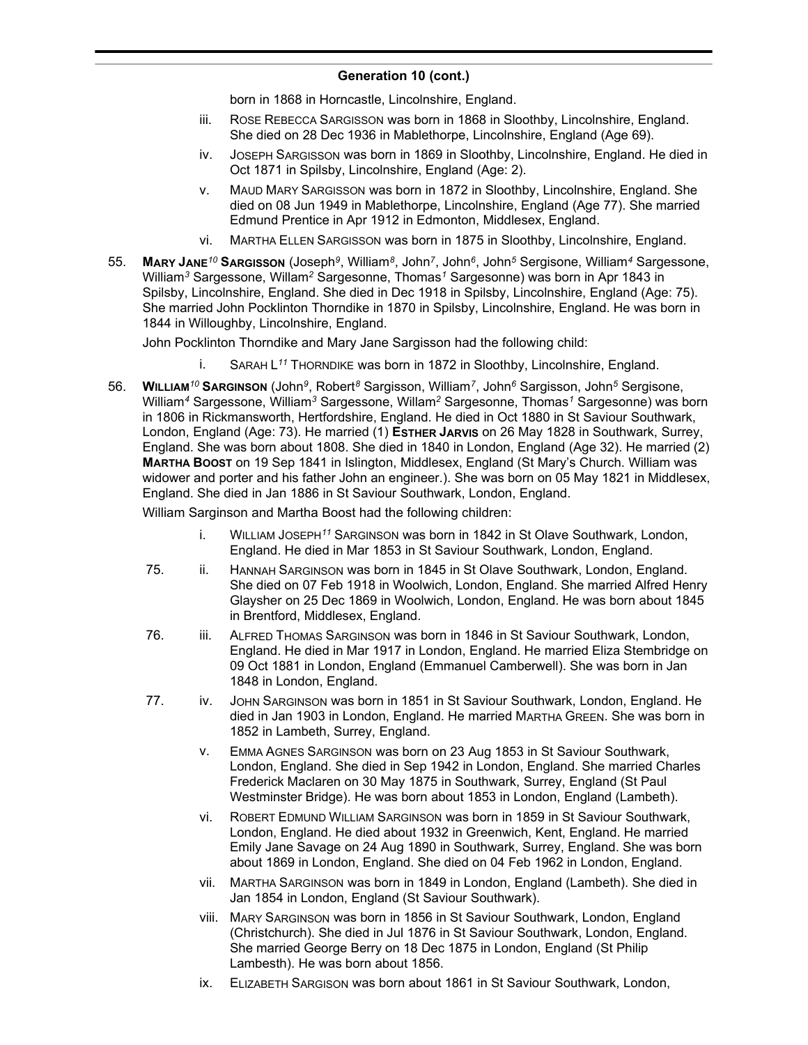## Generation 10 (cont.)

born in 1868 in Horncastle, Lincolnshire, England.

iii. ROSE REBECCA SARGISSON was born in 1868 in Sloothby, Lincolnshire, England. She died on 28 Dec 1936 in Mablethorpe, Lincolnshire, England (Age 69).

iv. JOSEPH SARGISSON was born in 1869 in Sloothby, Lincolnshire, England. He died in Oct 1871 in Spilsby, Lincolnshire, England (Age: 2).

v. MAUD MARY SARGISSON was born in 1872 in Sloothby, Lincolnshire, England. She died on 08 Jun 1949 in Mablethorpe, Lincolnshire, England (Age 77). She married Edmund Prentice in Apr 1912 in Edmonton, Middlesex, England.

vi. MARTHA ELLEN SARGISSON was born in 1875 in Sloothby, Lincolnshire, England.

55. **MARY JANE**[10] **SARGISSON** (Joseph[9], William[8], John[7], John[6], John[5] Sergisone, William[4] Sargessone, William[3] Sargessone, Willam[2] Sargesonne, Thomas[1] Sargesonne) was born in Apr 1843 in Spilsby, Lincolnshire, England. She died in Dec 1918 in Spilsby, Lincolnshire, England (Age: 75). She married John Pocklinton Thorndike in 1870 in Spilsby, Lincolnshire, England. He was born in 1844 in Willoughby, Lincolnshire, England.

John Pocklinton Thorndike and Mary Jane Sargisson had the following child:

i. SARAH L[11] THORNDIKE was born in 1872 in Sloothby, Lincolnshire, England.

56. **WILLIAM**[10] **SARGINSON** (John[9], Robert[8] Sargisson, William[7], John[6] Sargisson, John[5] Sergisone, William[4] Sargessone, William[3] Sargessone, Willam[2] Sargesonne, Thomas[1] Sargesonne) was born in 1806 in Rickmansworth, Hertfordshire, England. He died in Oct 1880 in St Saviour Southwark, London, England (Age: 73). He married (1) **ESTHER JARVIS** on 26 May 1828 in Southwark, Surrey, England. She was born about 1808. She died in 1840 in London, England (Age 32). He married (2) **MARTHA BOOST** on 19 Sep 1841 in Islington, Middlesex, England (St Mary's Church. William was widower and porter and his father John an engineer.). She was born on 05 May 1821 in Middlesex, England. She died in Jan 1886 in St Saviour Southwark, London, England.

William Sarginson and Martha Boost had the following children:

i. WILLIAM JOSEPH[11] SARGINSON was born in 1842 in St Olave Southwark, London, England. He died in Mar 1853 in St Saviour Southwark, London, England.

75. ii. HANNAH SARGINSON was born in 1845 in St Olave Southwark, London, England. She died on 07 Feb 1918 in Woolwich, London, England. She married Alfred Henry Glaysher on 25 Dec 1869 in Woolwich, London, England. He was born about 1845 in Brentford, Middlesex, England.

76. iii. ALFRED THOMAS SARGINSON was born in 1846 in St Saviour Southwark, London, England. He died in Mar 1917 in London, England. He married Eliza Stembridge on 09 Oct 1881 in London, England (Emmanuel Camberwell). She was born in Jan 1848 in London, England.

77. iv. JOHN SARGINSON was born in 1851 in St Saviour Southwark, London, England. He died in Jan 1903 in London, England. He married MARTHA GREEN. She was born in 1852 in Lambeth, Surrey, England.

v. EMMA AGNES SARGINSON was born on 23 Aug 1853 in St Saviour Southwark, London, England. She died in Sep 1942 in London, England. She married Charles Frederick Maclaren on 30 May 1875 in Southwark, Surrey, England (St Paul Westminster Bridge). He was born about 1853 in London, England (Lambeth).

vi. ROBERT EDMUND WILLIAM SARGINSON was born in 1859 in St Saviour Southwark, London, England. He died about 1932 in Greenwich, Kent, England. He married Emily Jane Savage on 24 Aug 1890 in Southwark, Surrey, England. She was born about 1869 in London, England. She died on 04 Feb 1962 in London, England.

vii. MARTHA SARGINSON was born in 1849 in London, England (Lambeth). She died in Jan 1854 in London, England (St Saviour Southwark).

viii. MARY SARGINSON was born in 1856 in St Saviour Southwark, London, England (Christchurch). She died in Jul 1876 in St Saviour Southwark, London, England. She married George Berry on 18 Dec 1875 in London, England (St Philip Lambesth). He was born about 1856.

ix. ELIZABETH SARGISON was born about 1861 in St Saviour Southwark, London,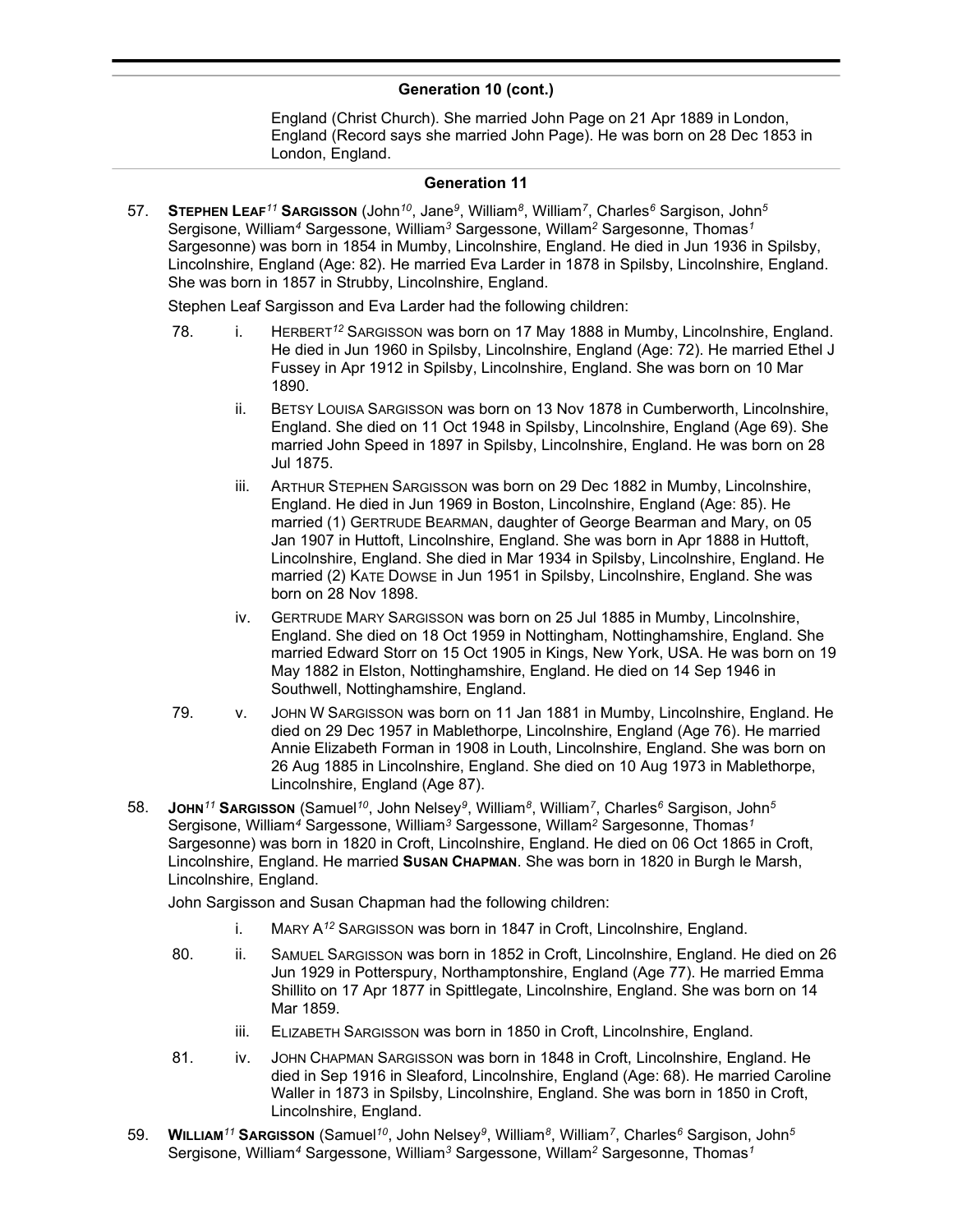## Generation 10 (cont.)

England (Christ Church). She married John Page on 21 Apr 1889 in London, England (Record says she married John Page). He was born on 28 Dec 1853 in London, England.

## Generation 11

57. **STEPHEN LEAF[11] SARGISSON** (John[10], Jane[9], William[8], William[7], Charles[6] Sargison, John[5] Sergisone, William[4] Sargessone, William[3] Sargessone, Willam[2] Sargesonne, Thomas[1] Sargesonne) was born in 1854 in Mumby, Lincolnshire, England. He died in Jun 1936 in Spilsby, Lincolnshire, England (Age: 82). He married Eva Larder in 1878 in Spilsby, Lincolnshire, England. She was born in 1857 in Strubby, Lincolnshire, England.

Stephen Leaf Sargisson and Eva Larder had the following children:

- 78. i. HERBERT[12] SARGISSON was born on 17 May 1888 in Mumby, Lincolnshire, England. He died in Jun 1960 in Spilsby, Lincolnshire, England (Age: 72). He married Ethel J Fussey in Apr 1912 in Spilsby, Lincolnshire, England. She was born on 10 Mar 1890.
- ii. BETSY LOUISA SARGISSON was born on 13 Nov 1878 in Cumberworth, Lincolnshire, England. She died on 11 Oct 1948 in Spilsby, Lincolnshire, England (Age 69). She married John Speed in 1897 in Spilsby, Lincolnshire, England. He was born on 28 Jul 1875.
- iii. ARTHUR STEPHEN SARGISSON was born on 29 Dec 1882 in Mumby, Lincolnshire, England. He died in Jun 1969 in Boston, Lincolnshire, England (Age: 85). He married (1) GERTRUDE BEARMAN, daughter of George Bearman and Mary, on 05 Jan 1907 in Huttoft, Lincolnshire, England. She was born in Apr 1888 in Huttoft, Lincolnshire, England. She died in Mar 1934 in Spilsby, Lincolnshire, England. He married (2) KATE DOWSE in Jun 1951 in Spilsby, Lincolnshire, England. She was born on 28 Nov 1898.
- iv. GERTRUDE MARY SARGISSON was born on 25 Jul 1885 in Mumby, Lincolnshire, England. She died on 18 Oct 1959 in Nottingham, Nottinghamshire, England. She married Edward Storr on 15 Oct 1905 in Kings, New York, USA. He was born on 19 May 1882 in Elston, Nottinghamshire, England. He died on 14 Sep 1946 in Southwell, Nottinghamshire, England.
- 79. v. JOHN W SARGISSON was born on 11 Jan 1881 in Mumby, Lincolnshire, England. He died on 29 Dec 1957 in Mablethorpe, Lincolnshire, England (Age 76). He married Annie Elizabeth Forman in 1908 in Louth, Lincolnshire, England. She was born on 26 Aug 1885 in Lincolnshire, England. She died on 10 Aug 1973 in Mablethorpe, Lincolnshire, England (Age 87).

58. **JOHN[11] SARGISSON** (Samuel[10], John Nelsey[9], William[8], William[7], Charles[6] Sargison, John[5] Sergisone, William[4] Sargessone, William[3] Sargessone, Willam[2] Sargesonne, Thomas[1] Sargesonne) was born in 1820 in Croft, Lincolnshire, England. He died on 06 Oct 1865 in Croft, Lincolnshire, England. He married **SUSAN CHAPMAN**. She was born in 1820 in Burgh le Marsh, Lincolnshire, England.

John Sargisson and Susan Chapman had the following children:

- i. MARY A[12] SARGISSON was born in 1847 in Croft, Lincolnshire, England.
- 80. ii. SAMUEL SARGISSON was born in 1852 in Croft, Lincolnshire, England. He died on 26 Jun 1929 in Potterspury, Northamptonshire, England (Age 77). He married Emma Shillito on 17 Apr 1877 in Spittlegate, Lincolnshire, England. She was born on 14 Mar 1859.
- iii. ELIZABETH SARGISSON was born in 1850 in Croft, Lincolnshire, England.
- 81. iv. JOHN CHAPMAN SARGISSON was born in 1848 in Croft, Lincolnshire, England. He died in Sep 1916 in Sleaford, Lincolnshire, England (Age: 68). He married Caroline Waller in 1873 in Spilsby, Lincolnshire, England. She was born in 1850 in Croft, Lincolnshire, England.

59. **WILLIAM[11] SARGISSON** (Samuel[10], John Nelsey[9], William[8], William[7], Charles[6] Sargison, John[5] Sergisone, William[4] Sargessone, William[3] Sargessone, Willam[2] Sargesonne, Thomas[1]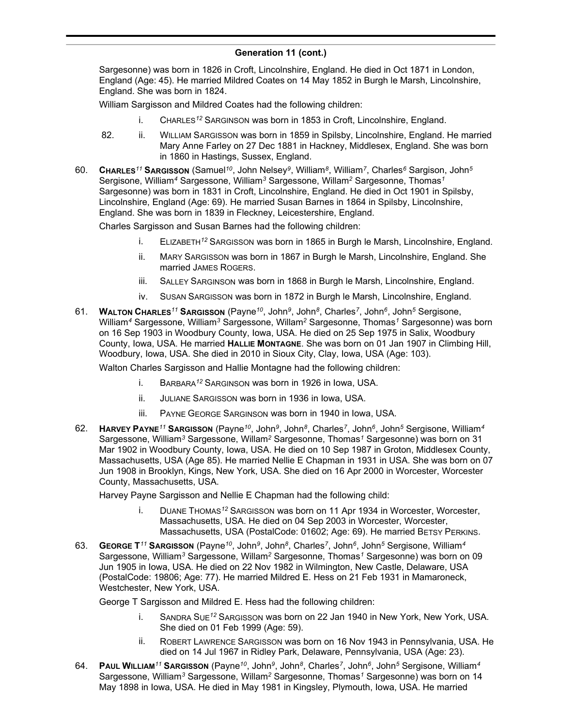## Generation 11 (cont.)

Sargesonne) was born in 1826 in Croft, Lincolnshire, England. He died in Oct 1871 in London, England (Age: 45). He married Mildred Coates on 14 May 1852 in Burgh le Marsh, Lincolnshire, England. She was born in 1824.

William Sargisson and Mildred Coates had the following children:

- i. CHARLES[12] SARGINSON was born in 1853 in Croft, Lincolnshire, England.
- 82. ii. WILLIAM SARGISSON was born in 1859 in Spilsby, Lincolnshire, England. He married Mary Anne Farley on 27 Dec 1881 in Hackney, Middlesex, England. She was born in 1860 in Hastings, Sussex, England.

60. **CHARLES[11] SARGISSON** (Samuel[10], John Nelsey[9], William[8], William[7], Charles[6] Sargison, John[5] Sergisone, William[4] Sargessone, William[3] Sargessone, Willam[2] Sargesonne, Thomas[1] Sargesonne) was born in 1831 in Croft, Lincolnshire, England. He died in Oct 1901 in Spilsby, Lincolnshire, England (Age: 69). He married Susan Barnes in 1864 in Spilsby, Lincolnshire, England. She was born in 1839 in Fleckney, Leicestershire, England.

Charles Sargisson and Susan Barnes had the following children:

- i. ELIZABETH[12] SARGISSON was born in 1865 in Burgh le Marsh, Lincolnshire, England.
- ii. MARY SARGISSON was born in 1867 in Burgh le Marsh, Lincolnshire, England. She married JAMES ROGERS.
- iii. SALLEY SARGINSON was born in 1868 in Burgh le Marsh, Lincolnshire, England.
- iv. SUSAN SARGISSON was born in 1872 in Burgh le Marsh, Lincolnshire, England.

61. **WALTON CHARLES[11] SARGISSON** (Payne[10], John[9], John[8], Charles[7], John[6], John[5] Sergisone, William[4] Sargessone, William[3] Sargessone, Willam[2] Sargesonne, Thomas[1] Sargesonne) was born on 16 Sep 1903 in Woodbury County, Iowa, USA. He died on 25 Sep 1975 in Salix, Woodbury County, Iowa, USA. He married **HALLIE MONTAGNE**. She was born on 01 Jan 1907 in Climbing Hill, Woodbury, Iowa, USA. She died in 2010 in Sioux City, Clay, Iowa, USA (Age: 103).

Walton Charles Sargisson and Hallie Montagne had the following children:

- i. BARBARA[12] SARGINSON was born in 1926 in Iowa, USA.
- ii. JULIANE SARGISSON was born in 1936 in Iowa, USA.
- iii. PAYNE GEORGE SARGINSON was born in 1940 in Iowa, USA.

62. **HARVEY PAYNE[11] SARGISSON** (Payne[10], John[9], John[8], Charles[7], John[6], John[5] Sergisone, William[4] Sargessone, William[3] Sargessone, Willam[2] Sargesonne, Thomas[1] Sargesonne) was born on 31 Mar 1902 in Woodbury County, Iowa, USA. He died on 10 Sep 1987 in Groton, Middlesex County, Massachusetts, USA (Age 85). He married Nellie E Chapman in 1931 in USA. She was born on 07 Jun 1908 in Brooklyn, Kings, New York, USA. She died on 16 Apr 2000 in Worcester, Worcester County, Massachusetts, USA.

Harvey Payne Sargisson and Nellie E Chapman had the following child:

- i. DUANE THOMAS[12] SARGISSON was born on 11 Apr 1934 in Worcester, Worcester, Massachusetts, USA. He died on 04 Sep 2003 in Worcester, Worcester, Massachusetts, USA (PostalCode: 01602; Age: 69). He married BETSY PERKINS.

63. **GEORGE T[11] SARGISSON** (Payne[10], John[9], John[8], Charles[7], John[6], John[5] Sergisone, William[4] Sargessone, William[3] Sargessone, Willam[2] Sargesonne, Thomas[1] Sargesonne) was born on 09 Jun 1905 in Iowa, USA. He died on 22 Nov 1982 in Wilmington, New Castle, Delaware, USA (PostalCode: 19806; Age: 77). He married Mildred E. Hess on 21 Feb 1931 in Mamaroneck, Westchester, New York, USA.

George T Sargisson and Mildred E. Hess had the following children:

- i. SANDRA SUE[12] SARGISSON was born on 22 Jan 1940 in New York, New York, USA. She died on 01 Feb 1999 (Age: 59).
- ii. ROBERT LAWRENCE SARGISSON was born on 16 Nov 1943 in Pennsylvania, USA. He died on 14 Jul 1967 in Ridley Park, Delaware, Pennsylvania, USA (Age: 23).

64. **PAUL WILLIAM[11] SARGISSON** (Payne[10], John[9], John[8], Charles[7], John[6], John[5] Sergisone, William[4] Sargessone, William[3] Sargessone, Willam[2] Sargesonne, Thomas[1] Sargesonne) was born on 14 May 1898 in Iowa, USA. He died in May 1981 in Kingsley, Plymouth, Iowa, USA. He married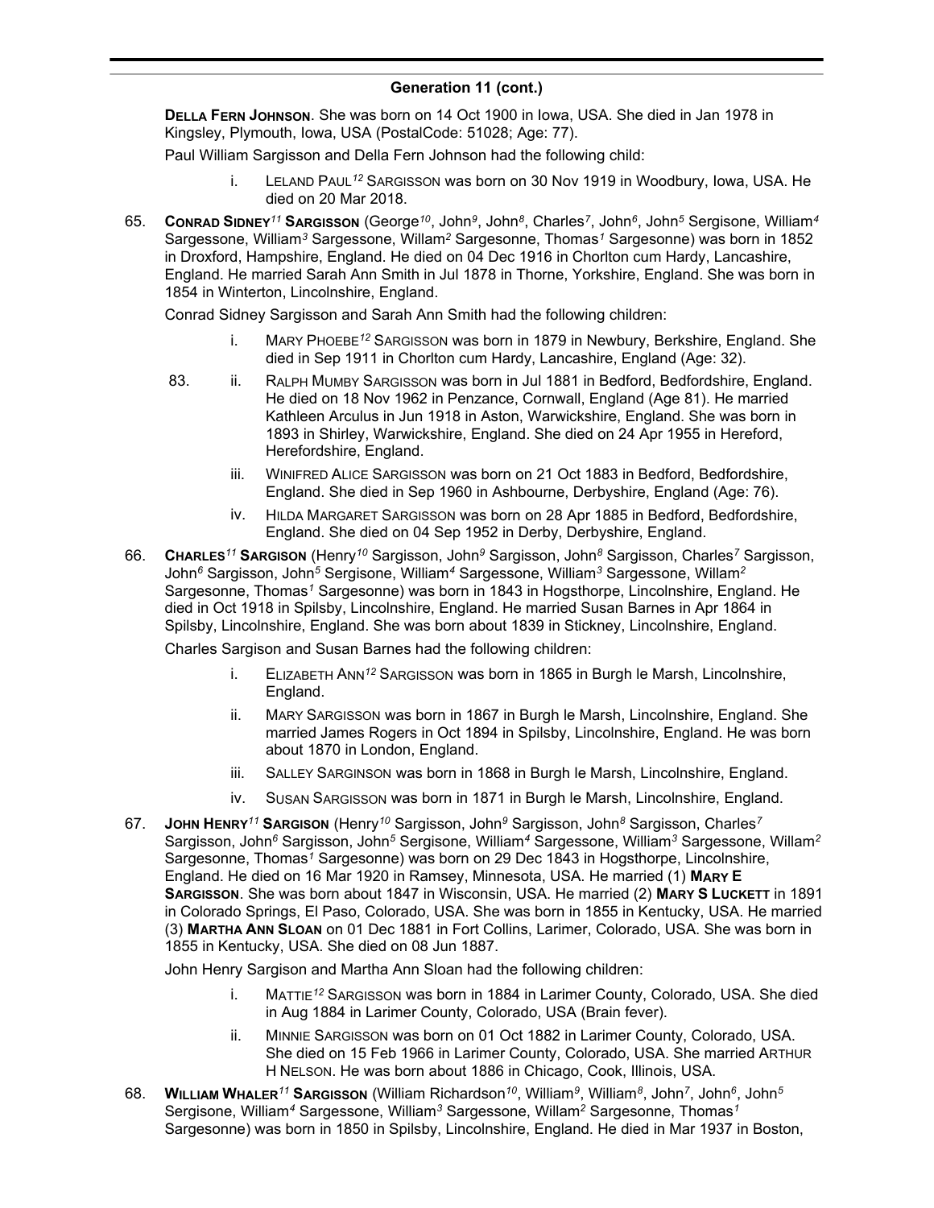## Generation 11 (cont.)

**DELLA FERN JOHNSON**. She was born on 14 Oct 1900 in Iowa, USA. She died in Jan 1978 in Kingsley, Plymouth, Iowa, USA (PostalCode: 51028; Age: 77).

Paul William Sargisson and Della Fern Johnson had the following child:

- i. LELAND PAUL[12] SARGISSON was born on 30 Nov 1919 in Woodbury, Iowa, USA. He died on 20 Mar 2018.

65. **CONRAD SIDNEY[11] SARGISSON** (George[10], John[9], John[8], Charles[7], John[6], John[5] Sergisone, William[4] Sargessone, William[3] Sargessone, Willam[2] Sargesonne, Thomas[1] Sargesonne) was born in 1852 in Droxford, Hampshire, England. He died on 04 Dec 1916 in Chorlton cum Hardy, Lancashire, England. He married Sarah Ann Smith in Jul 1878 in Thorne, Yorkshire, England. She was born in 1854 in Winterton, Lincolnshire, England.

Conrad Sidney Sargisson and Sarah Ann Smith had the following children:

- i. MARY PHOEBE[12] SARGISSON was born in 1879 in Newbury, Berkshire, England. She died in Sep 1911 in Chorlton cum Hardy, Lancashire, England (Age: 32).
- 83. ii. RALPH MUMBY SARGISSON was born in Jul 1881 in Bedford, Bedfordshire, England. He died on 18 Nov 1962 in Penzance, Cornwall, England (Age 81). He married Kathleen Arculus in Jun 1918 in Aston, Warwickshire, England. She was born in 1893 in Shirley, Warwickshire, England. She died on 24 Apr 1955 in Hereford, Herefordshire, England.
- iii. WINIFRED ALICE SARGISSON was born on 21 Oct 1883 in Bedford, Bedfordshire, England. She died in Sep 1960 in Ashbourne, Derbyshire, England (Age: 76).
- iv. HILDA MARGARET SARGISSON was born on 28 Apr 1885 in Bedford, Bedfordshire, England. She died on 04 Sep 1952 in Derby, Derbyshire, England.

66. **CHARLES[11] SARGISON** (Henry[10] Sargisson, John[9] Sargisson, John[8] Sargisson, Charles[7] Sargisson, John[6] Sargisson, John[5] Sergisone, William[4] Sargessone, William[3] Sargessone, Willam[2] Sargesonne, Thomas[1] Sargesonne) was born in 1843 in Hogsthorpe, Lincolnshire, England. He died in Oct 1918 in Spilsby, Lincolnshire, England. He married Susan Barnes in Apr 1864 in Spilsby, Lincolnshire, England. She was born about 1839 in Stickney, Lincolnshire, England.

Charles Sargison and Susan Barnes had the following children:

- i. ELIZABETH ANN[12] SARGISSON was born in 1865 in Burgh le Marsh, Lincolnshire, England.
- ii. MARY SARGISSON was born in 1867 in Burgh le Marsh, Lincolnshire, England. She married James Rogers in Oct 1894 in Spilsby, Lincolnshire, England. He was born about 1870 in London, England.
- iii. SALLEY SARGINSON was born in 1868 in Burgh le Marsh, Lincolnshire, England.
- iv. SUSAN SARGISSON was born in 1871 in Burgh le Marsh, Lincolnshire, England.

67. **JOHN HENRY[11] SARGISON** (Henry[10] Sargisson, John[9] Sargisson, John[8] Sargisson, Charles[7] Sargisson, John[6] Sargisson, John[5] Sergisone, William[4] Sargessone, William[3] Sargessone, Willam[2] Sargesonne, Thomas[1] Sargesonne) was born on 29 Dec 1843 in Hogsthorpe, Lincolnshire, England. He died on 16 Mar 1920 in Ramsey, Minnesota, USA. He married (1) **MARY E SARGISSON**. She was born about 1847 in Wisconsin, USA. He married (2) **MARY S LUCKETT** in 1891 in Colorado Springs, El Paso, Colorado, USA. She was born in 1855 in Kentucky, USA. He married (3) **MARTHA ANN SLOAN** on 01 Dec 1881 in Fort Collins, Larimer, Colorado, USA. She was born in 1855 in Kentucky, USA. She died on 08 Jun 1887.

John Henry Sargison and Martha Ann Sloan had the following children:

- i. MATTIE[12] SARGISSON was born in 1884 in Larimer County, Colorado, USA. She died in Aug 1884 in Larimer County, Colorado, USA (Brain fever).
- ii. MINNIE SARGISSON was born on 01 Oct 1882 in Larimer County, Colorado, USA. She died on 15 Feb 1966 in Larimer County, Colorado, USA. She married ARTHUR H NELSON. He was born about 1886 in Chicago, Cook, Illinois, USA.

68. **WILLIAM WHALER[11] SARGISSON** (William Richardson[10], William[9], William[8], John[7], John[6], John[5] Sergisone, William[4] Sargessone, William[3] Sargessone, Willam[2] Sargesonne, Thomas[1] Sargesonne) was born in 1850 in Spilsby, Lincolnshire, England. He died in Mar 1937 in Boston,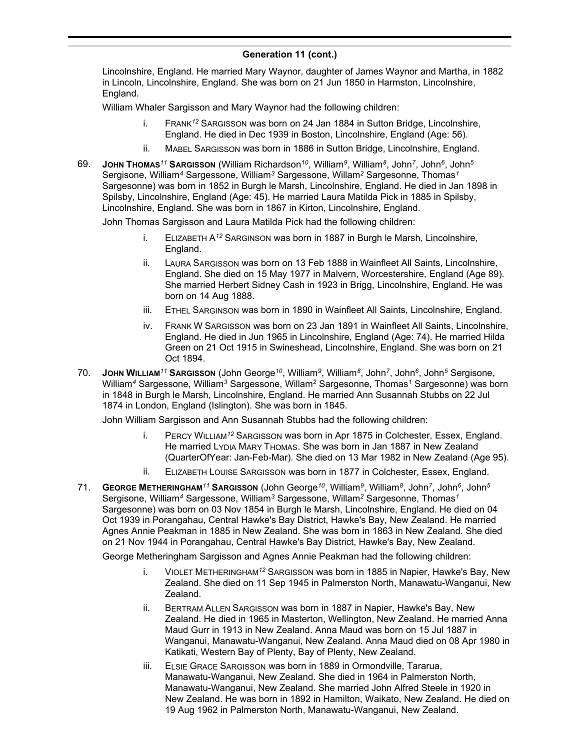## Generation 11 (cont.)

Lincolnshire, England. He married Mary Waynor, daughter of James Waynor and Martha, in 1882 in Lincoln, Lincolnshire, England. She was born on 21 Jun 1850 in Harmston, Lincolnshire, England.

William Whaler Sargisson and Mary Waynor had the following children:

- i. FRANK[12] SARGISSON was born on 24 Jan 1884 in Sutton Bridge, Lincolnshire, England. He died in Dec 1939 in Boston, Lincolnshire, England (Age: 56).
- ii. MABEL SARGISSON was born in 1886 in Sutton Bridge, Lincolnshire, England.

69. **JOHN THOMAS[11] SARGISSON** (William Richardson[10], William[9], William[8], John[7], John[6], John[5] Sergisone, William[4] Sargessone, William[3] Sargessone, Willam[2] Sargesonne, Thomas[1] Sargesonne) was born in 1852 in Burgh le Marsh, Lincolnshire, England. He died in Jan 1898 in Spilsby, Lincolnshire, England (Age: 45). He married Laura Matilda Pick in 1885 in Spilsby, Lincolnshire, England. She was born in 1867 in Kirton, Lincolnshire, England.

John Thomas Sargisson and Laura Matilda Pick had the following children:

- i. ELIZABETH A[12] SARGINSON was born in 1887 in Burgh le Marsh, Lincolnshire, England.
- ii. LAURA SARGISSON was born on 13 Feb 1888 in Wainfleet All Saints, Lincolnshire, England. She died on 15 May 1977 in Malvern, Worcestershire, England (Age 89). She married Herbert Sidney Cash in 1923 in Brigg, Lincolnshire, England. He was born on 14 Aug 1888.
- iii. ETHEL SARGINSON was born in 1890 in Wainfleet All Saints, Lincolnshire, England.
- iv. FRANK W SARGISSON was born on 23 Jan 1891 in Wainfleet All Saints, Lincolnshire, England. He died in Jun 1965 in Lincolnshire, England (Age: 74). He married Hilda Green on 21 Oct 1915 in Swineshead, Lincolnshire, England. She was born on 21 Oct 1894.

70. **JOHN WILLIAM[11] SARGISSON** (John George[10], William[9], William[8], John[7], John[6], John[5] Sergisone, William[4] Sargessone, William[3] Sargessone, Willam[2] Sargesonne, Thomas[1] Sargesonne) was born in 1848 in Burgh le Marsh, Lincolnshire, England. He married Ann Susannah Stubbs on 22 Jul 1874 in London, England (Islington). She was born in 1845.

John William Sargisson and Ann Susannah Stubbs had the following children:

- i. PERCY WILLIAM[12] SARGISSON was born in Apr 1875 in Colchester, Essex, England. He married LYDIA MARY THOMAS. She was born in Jan 1887 in New Zealand (QuarterOfYear: Jan-Feb-Mar). She died on 13 Mar 1982 in New Zealand (Age 95).
- ii. ELIZABETH LOUISE SARGISSON was born in 1877 in Colchester, Essex, England.

71. **GEORGE METHERINGHAM[11] SARGISSON** (John George[10], William[9], William[8], John[7], John[6], John[5] Sergisone, William[4] Sargessone, William[3] Sargessone, Willam[2] Sargesonne, Thomas[1] Sargesonne) was born on 03 Nov 1854 in Burgh le Marsh, Lincolnshire, England. He died on 04 Oct 1939 in Porangahau, Central Hawke's Bay District, Hawke's Bay, New Zealand. He married Agnes Annie Peakman in 1885 in New Zealand. She was born in 1863 in New Zealand. She died on 21 Nov 1944 in Porangahau, Central Hawke's Bay District, Hawke's Bay, New Zealand.

George Metheringham Sargisson and Agnes Annie Peakman had the following children:

- i. VIOLET METHERINGHAM[12] SARGISSON was born in 1885 in Napier, Hawke's Bay, New Zealand. She died on 11 Sep 1945 in Palmerston North, Manawatu-Wanganui, New Zealand.
- ii. BERTRAM ALLEN SARGISSON was born in 1887 in Napier, Hawke's Bay, New Zealand. He died in 1965 in Masterton, Wellington, New Zealand. He married Anna Maud Gurr in 1913 in New Zealand. Anna Maud was born on 15 Jul 1887 in Wanganui, Manawatu-Wanganui, New Zealand. Anna Maud died on 08 Apr 1980 in Katikati, Western Bay of Plenty, Bay of Plenty, New Zealand.
- iii. ELSIE GRACE SARGISSON was born in 1889 in Ormondville, Tararua, Manawatu-Wanganui, New Zealand. She died in 1964 in Palmerston North, Manawatu-Wanganui, New Zealand. She married John Alfred Steele in 1920 in New Zealand. He was born in 1892 in Hamilton, Waikato, New Zealand. He died on 19 Aug 1962 in Palmerston North, Manawatu-Wanganui, New Zealand.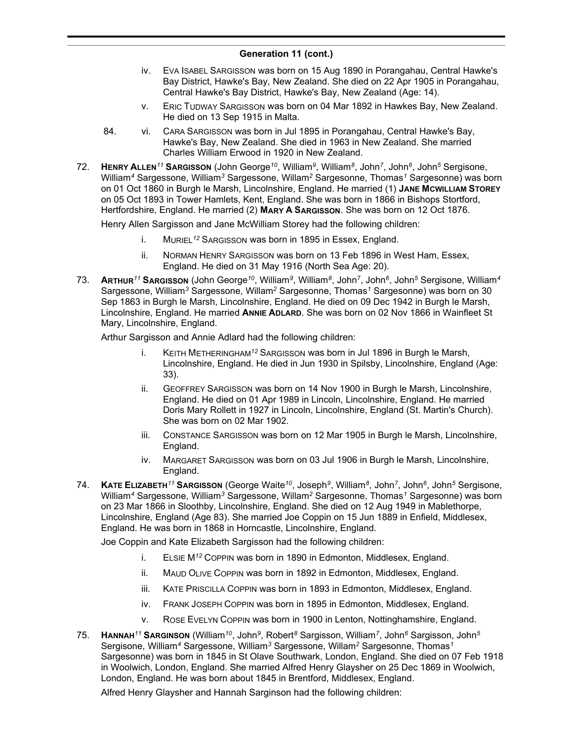## Generation 11 (cont.)

iv. EVA ISABEL SARGISSON was born on 15 Aug 1890 in Porangahau, Central Hawke's Bay District, Hawke's Bay, New Zealand. She died on 22 Apr 1905 in Porangahau, Central Hawke's Bay District, Hawke's Bay, New Zealand (Age: 14).

v. ERIC TUDWAY SARGISSON was born on 04 Mar 1892 in Hawkes Bay, New Zealand. He died on 13 Sep 1915 in Malta.

84. vi. CARA SARGISSON was born in Jul 1895 in Porangahau, Central Hawke's Bay, Hawke's Bay, New Zealand. She died in 1963 in New Zealand. She married Charles William Erwood in 1920 in New Zealand.

72. **HENRY ALLEN[11] SARGISSON** (John George[10], William[9], William[8], John[7], John[6], John[5] Sergisone, William[4] Sargessone, William[3] Sargessone, Willam[2] Sargesonne, Thomas[1] Sargesonne) was born on 01 Oct 1860 in Burgh le Marsh, Lincolnshire, England. He married (1) **JANE MCWILLIAM STOREY** on 05 Oct 1893 in Tower Hamlets, Kent, England. She was born in 1866 in Bishops Stortford, Hertfordshire, England. He married (2) **MARY A SARGISSON**. She was born on 12 Oct 1876.

Henry Allen Sargisson and Jane McWilliam Storey had the following children:

i. MURIEL[12] SARGISSON was born in 1895 in Essex, England.

ii. NORMAN HENRY SARGISSON was born on 13 Feb 1896 in West Ham, Essex, England. He died on 31 May 1916 (North Sea Age: 20).

73. **ARTHUR[11] SARGISSON** (John George[10], William[9], William[8], John[7], John[6], John[5] Sergisone, William[4] Sargessone, William[3] Sargessone, Willam[2] Sargesonne, Thomas[1] Sargesonne) was born on 30 Sep 1863 in Burgh le Marsh, Lincolnshire, England. He died on 09 Dec 1942 in Burgh le Marsh, Lincolnshire, England. He married **ANNIE ADLARD**. She was born on 02 Nov 1866 in Wainfleet St Mary, Lincolnshire, England.

Arthur Sargisson and Annie Adlard had the following children:

i. KEITH METHERINGHAM[12] SARGISSON was born in Jul 1896 in Burgh le Marsh, Lincolnshire, England. He died in Jun 1930 in Spilsby, Lincolnshire, England (Age: 33).

ii. GEOFFREY SARGISSON was born on 14 Nov 1900 in Burgh le Marsh, Lincolnshire, England. He died on 01 Apr 1989 in Lincoln, Lincolnshire, England. He married Doris Mary Rollett in 1927 in Lincoln, Lincolnshire, England (St. Martin's Church). She was born on 02 Mar 1902.

iii. CONSTANCE SARGISSON was born on 12 Mar 1905 in Burgh le Marsh, Lincolnshire, England.

iv. MARGARET SARGISSON was born on 03 Jul 1906 in Burgh le Marsh, Lincolnshire, England.

74. **KATE ELIZABETH[11] SARGISSON** (George Waite[10], Joseph[9], William[8], John[7], John[6], John[5] Sergisone, William[4] Sargessone, William[3] Sargessone, Willam[2] Sargesonne, Thomas[1] Sargesonne) was born on 23 Mar 1866 in Sloothby, Lincolnshire, England. She died on 12 Aug 1949 in Mablethorpe, Lincolnshire, England (Age 83). She married Joe Coppin on 15 Jun 1889 in Enfield, Middlesex, England. He was born in 1868 in Horncastle, Lincolnshire, England.

Joe Coppin and Kate Elizabeth Sargisson had the following children:

i. ELSIE M[12] COPPIN was born in 1890 in Edmonton, Middlesex, England.

ii. MAUD OLIVE COPPIN was born in 1892 in Edmonton, Middlesex, England.

iii. KATE PRISCILLA COPPIN was born in 1893 in Edmonton, Middlesex, England.

iv. FRANK JOSEPH COPPIN was born in 1895 in Edmonton, Middlesex, England.

v. ROSE EVELYN COPPIN was born in 1900 in Lenton, Nottinghamshire, England.

75. **HANNAH[11] SARGINSON** (William[10], John[9], Robert[8] Sargisson, William[7], John[6] Sargisson, John[5] Sergisone, William[4] Sargessone, William[3] Sargessone, Willam[2] Sargesonne, Thomas[1] Sargesonne) was born in 1845 in St Olave Southwark, London, England. She died on 07 Feb 1918 in Woolwich, London, England. She married Alfred Henry Glaysher on 25 Dec 1869 in Woolwich, London, England. He was born about 1845 in Brentford, Middlesex, England.

Alfred Henry Glaysher and Hannah Sarginson had the following children: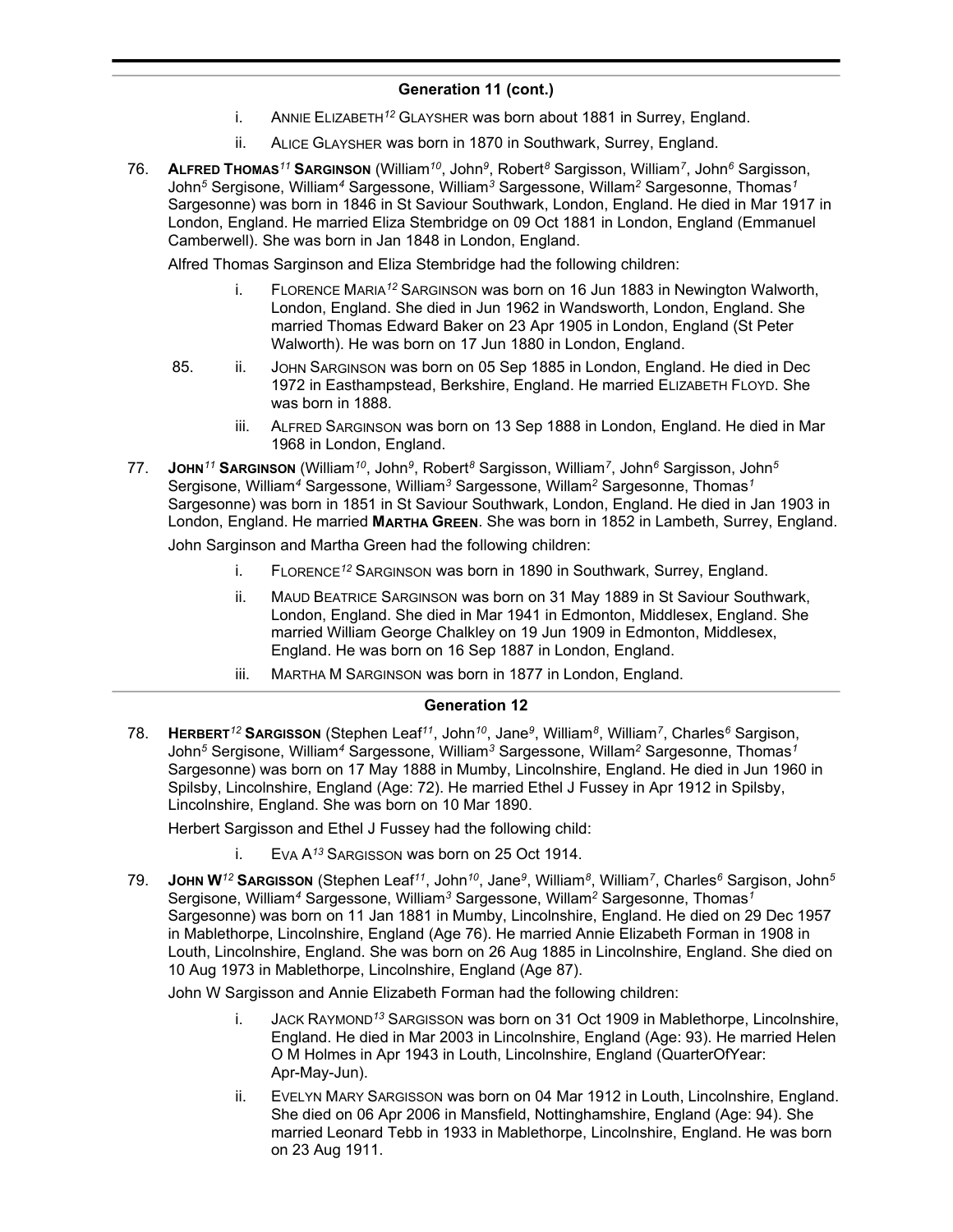## Generation 11 (cont.)

i. ANNIE ELIZABETH[12] GLAYSHER was born about 1881 in Surrey, England.

ii. ALICE GLAYSHER was born in 1870 in Southwark, Surrey, England.

76. **ALFRED THOMAS[11] SARGINSON** (William[10], John[9], Robert[8] Sargisson, William[7], John[6] Sargisson, John[5] Sergisone, William[4] Sargessone, William[3] Sargessone, Willam[2] Sargesonne, Thomas[1] Sargesonne) was born in 1846 in St Saviour Southwark, London, England. He died in Mar 1917 in London, England. He married Eliza Stembridge on 09 Oct 1881 in London, England (Emmanuel Camberwell). She was born in Jan 1848 in London, England.

Alfred Thomas Sarginson and Eliza Stembridge had the following children:

i. FLORENCE MARIA[12] SARGINSON was born on 16 Jun 1883 in Newington Walworth, London, England. She died in Jun 1962 in Wandsworth, London, England. She married Thomas Edward Baker on 23 Apr 1905 in London, England (St Peter Walworth). He was born on 17 Jun 1880 in London, England.

85. ii. JOHN SARGINSON was born on 05 Sep 1885 in London, England. He died in Dec 1972 in Easthampstead, Berkshire, England. He married ELIZABETH FLOYD. She was born in 1888.

iii. ALFRED SARGINSON was born on 13 Sep 1888 in London, England. He died in Mar 1968 in London, England.

77. **JOHN[11] SARGINSON** (William[10], John[9], Robert[8] Sargisson, William[7], John[6] Sargisson, John[5] Sergisone, William[4] Sargessone, William[3] Sargessone, Willam[2] Sargesonne, Thomas[1] Sargesonne) was born in 1851 in St Saviour Southwark, London, England. He died in Jan 1903 in London, England. He married **MARTHA GREEN**. She was born in 1852 in Lambeth, Surrey, England.

John Sarginson and Martha Green had the following children:

i. FLORENCE[12] SARGINSON was born in 1890 in Southwark, Surrey, England.

ii. MAUD BEATRICE SARGINSON was born on 31 May 1889 in St Saviour Southwark, London, England. She died in Mar 1941 in Edmonton, Middlesex, England. She married William George Chalkley on 19 Jun 1909 in Edmonton, Middlesex, England. He was born on 16 Sep 1887 in London, England.

iii. MARTHA M SARGINSON was born in 1877 in London, England.

## Generation 12

78. **HERBERT[12] SARGISSON** (Stephen Leaf[11], John[10], Jane[9], William[8], William[7], Charles[6] Sargison, John[5] Sergisone, William[4] Sargessone, William[3] Sargessone, Willam[2] Sargesonne, Thomas[1] Sargesonne) was born on 17 May 1888 in Mumby, Lincolnshire, England. He died in Jun 1960 in Spilsby, Lincolnshire, England (Age: 72). He married Ethel J Fussey in Apr 1912 in Spilsby, Lincolnshire, England. She was born on 10 Mar 1890.

Herbert Sargisson and Ethel J Fussey had the following child:

i. EVA A[13] SARGISSON was born on 25 Oct 1914.

79. **JOHN W[12] SARGISSON** (Stephen Leaf[11], John[10], Jane[9], William[8], William[7], Charles[6] Sargison, John[5] Sergisone, William[4] Sargessone, William[3] Sargessone, Willam[2] Sargesonne, Thomas[1] Sargesonne) was born on 11 Jan 1881 in Mumby, Lincolnshire, England. He died on 29 Dec 1957 in Mablethorpe, Lincolnshire, England (Age 76). He married Annie Elizabeth Forman in 1908 in Louth, Lincolnshire, England. She was born on 26 Aug 1885 in Lincolnshire, England. She died on 10 Aug 1973 in Mablethorpe, Lincolnshire, England (Age 87).

John W Sargisson and Annie Elizabeth Forman had the following children:

i. JACK RAYMOND[13] SARGISSON was born on 31 Oct 1909 in Mablethorpe, Lincolnshire, England. He died in Mar 2003 in Lincolnshire, England (Age: 93). He married Helen O M Holmes in Apr 1943 in Louth, Lincolnshire, England (QuarterOfYear: Apr-May-Jun).

ii. EVELYN MARY SARGISSON was born on 04 Mar 1912 in Louth, Lincolnshire, England. She died on 06 Apr 2006 in Mansfield, Nottinghamshire, England (Age: 94). She married Leonard Tebb in 1933 in Mablethorpe, Lincolnshire, England. He was born on 23 Aug 1911.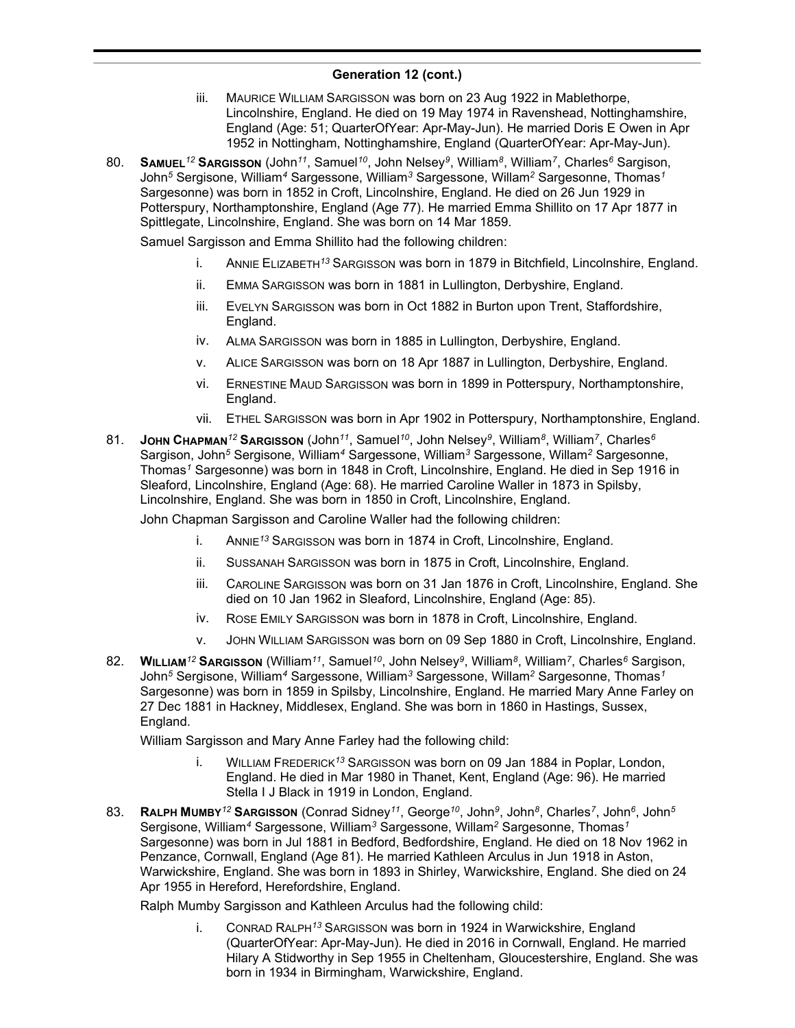## Generation 12 (cont.)

iii. MAURICE WILLIAM SARGISSON was born on 23 Aug 1922 in Mablethorpe, Lincolnshire, England. He died on 19 May 1974 in Ravenshead, Nottinghamshire, England (Age: 51; QuarterOfYear: Apr-May-Jun). He married Doris E Owen in Apr 1952 in Nottingham, Nottinghamshire, England (QuarterOfYear: Apr-May-Jun).

80. **SAMUEL[12] SARGISSON** (John[11], Samuel[10], John Nelsey[9], William[8], William[7], Charles[6] Sargison, John[5] Sergisone, William[4] Sargessone, William[3] Sargessone, Willam[2] Sargesonne, Thomas[1] Sargesonne) was born in 1852 in Croft, Lincolnshire, England. He died on 26 Jun 1929 in Potterspury, Northamptonshire, England (Age 77). He married Emma Shillito on 17 Apr 1877 in Spittlegate, Lincolnshire, England. She was born on 14 Mar 1859.

Samuel Sargisson and Emma Shillito had the following children:

i. ANNIE ELIZABETH[13] SARGISSON was born in 1879 in Bitchfield, Lincolnshire, England.

ii. EMMA SARGISSON was born in 1881 in Lullington, Derbyshire, England.

iii. EVELYN SARGISSON was born in Oct 1882 in Burton upon Trent, Staffordshire, England.

iv. ALMA SARGISSON was born in 1885 in Lullington, Derbyshire, England.

v. ALICE SARGISSON was born on 18 Apr 1887 in Lullington, Derbyshire, England.

vi. ERNESTINE MAUD SARGISSON was born in 1899 in Potterspury, Northamptonshire, England.

vii. ETHEL SARGISSON was born in Apr 1902 in Potterspury, Northamptonshire, England.

81. **JOHN CHAPMAN[12] SARGISSON** (John[11], Samuel[10], John Nelsey[9], William[8], William[7], Charles[6] Sargison, John[5] Sergisone, William[4] Sargessone, William[3] Sargessone, Willam[2] Sargesonne, Thomas[1] Sargesonne) was born in 1848 in Croft, Lincolnshire, England. He died in Sep 1916 in Sleaford, Lincolnshire, England (Age: 68). He married Caroline Waller in 1873 in Spilsby, Lincolnshire, England. She was born in 1850 in Croft, Lincolnshire, England.

John Chapman Sargisson and Caroline Waller had the following children:

i. ANNIE[13] SARGISSON was born in 1874 in Croft, Lincolnshire, England.

ii. SUSSANAH SARGISSON was born in 1875 in Croft, Lincolnshire, England.

iii. CAROLINE SARGISSON was born on 31 Jan 1876 in Croft, Lincolnshire, England. She died on 10 Jan 1962 in Sleaford, Lincolnshire, England (Age: 85).

iv. ROSE EMILY SARGISSON was born in 1878 in Croft, Lincolnshire, England.

v. JOHN WILLIAM SARGISSON was born on 09 Sep 1880 in Croft, Lincolnshire, England.

82. **WILLIAM[12] SARGISSON** (William[11], Samuel[10], John Nelsey[9], William[8], William[7], Charles[6] Sargison, John[5] Sergisone, William[4] Sargessone, William[3] Sargessone, Willam[2] Sargesonne, Thomas[1] Sargesonne) was born in 1859 in Spilsby, Lincolnshire, England. He married Mary Anne Farley on 27 Dec 1881 in Hackney, Middlesex, England. She was born in 1860 in Hastings, Sussex, England.

William Sargisson and Mary Anne Farley had the following child:

i. WILLIAM FREDERICK[13] SARGISSON was born on 09 Jan 1884 in Poplar, London, England. He died in Mar 1980 in Thanet, Kent, England (Age: 96). He married Stella I J Black in 1919 in London, England.

83. **RALPH MUMBY[12] SARGISSON** (Conrad Sidney[11], George[10], John[9], John[8], Charles[7], John[6], John[5] Sergisone, William[4] Sargessone, William[3] Sargessone, Willam[2] Sargesonne, Thomas[1] Sargesonne) was born in Jul 1881 in Bedford, Bedfordshire, England. He died on 18 Nov 1962 in Penzance, Cornwall, England (Age 81). He married Kathleen Arculus in Jun 1918 in Aston, Warwickshire, England. She was born in 1893 in Shirley, Warwickshire, England. She died on 24 Apr 1955 in Hereford, Herefordshire, England.

Ralph Mumby Sargisson and Kathleen Arculus had the following child:

i. CONRAD RALPH[13] SARGISSON was born in 1924 in Warwickshire, England (QuarterOfYear: Apr-May-Jun). He died in 2016 in Cornwall, England. He married Hilary A Stidworthy in Sep 1955 in Cheltenham, Gloucestershire, England. She was born in 1934 in Birmingham, Warwickshire, England.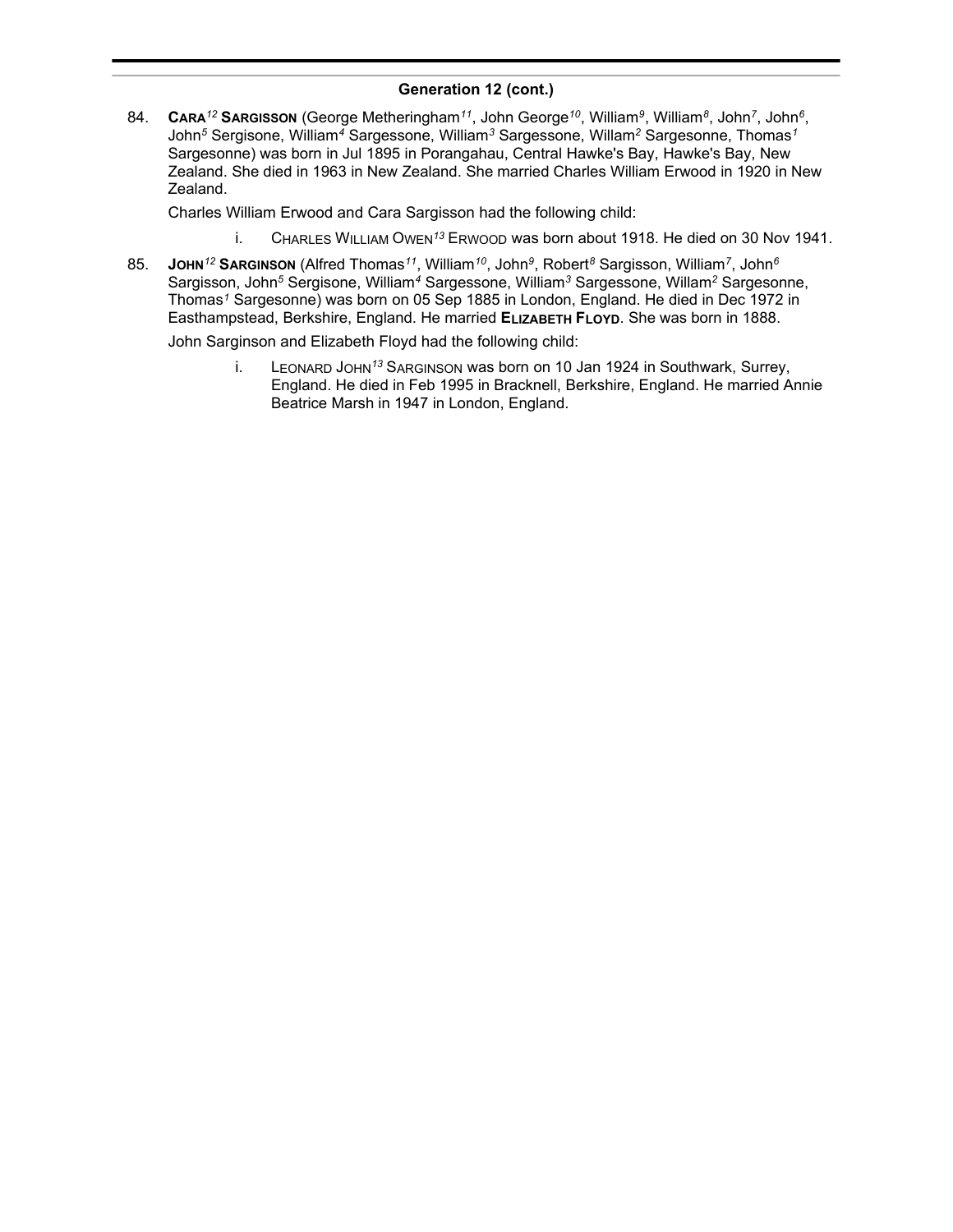### Generation 12 (cont.)

84. **CARA[12] SARGISSON** (George Metheringham[11], John George[10], William[9], William[8], John[7], John[6], John[5] Sergisone, William[4] Sargessone, William[3] Sargessone, Willam[2] Sargesonne, Thomas[1] Sargesonne) was born in Jul 1895 in Porangahau, Central Hawke's Bay, Hawke's Bay, New Zealand. She died in 1963 in New Zealand. She married Charles William Erwood in 1920 in New Zealand.

    Charles William Erwood and Cara Sargisson had the following child:

    i. CHARLES WILLIAM OWEN[13] ERWOOD was born about 1918. He died on 30 Nov 1941.

85. **JOHN[12] SARGINSON** (Alfred Thomas[11], William[10], John[9], Robert[8] Sargisson, William[7], John[6] Sargisson, John[5] Sergisone, William[4] Sargessone, William[3] Sargessone, Willam[2] Sargesonne, Thomas[1] Sargesonne) was born on 05 Sep 1885 in London, England. He died in Dec 1972 in Easthampstead, Berkshire, England. He married **ELIZABETH FLOYD**. She was born in 1888.

    John Sarginson and Elizabeth Floyd had the following child:

    i. LEONARD JOHN[13] SARGINSON was born on 10 Jan 1924 in Southwark, Surrey, England. He died in Feb 1995 in Bracknell, Berkshire, England. He married Annie Beatrice Marsh in 1947 in London, England.